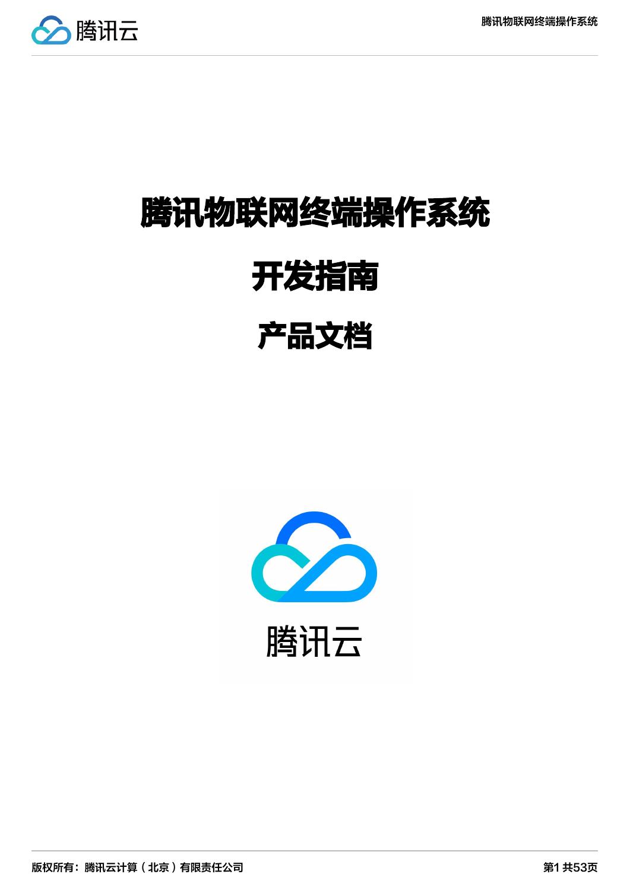# 腾讯物联网终端操作系统

# 开发指南

## 产品文档

版权所有：腾讯云计算（北京）有限责任公司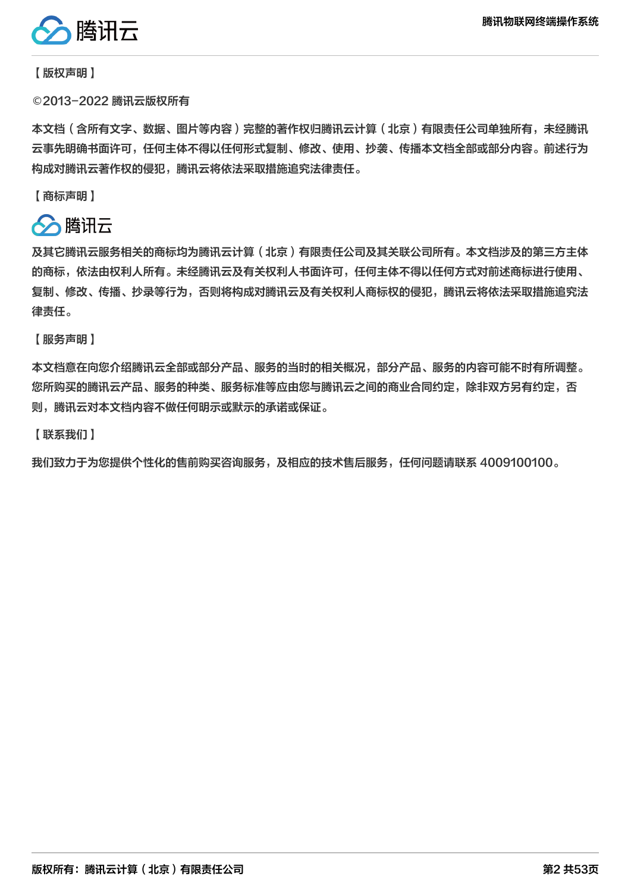【版权声明】

©2013-2022 腾讯云版权所有

本文档（含所有文字、数据、图片等内容）完整的著作权归腾讯云计算（北京）有限责任公司单独所有，未经腾讯云事先明确书面许可，任何主体不得以任何形式复制、修改、使用、抄袭、传播本文档全部或部分内容。前述行为构成对腾讯云著作权的侵犯，腾讯云将依法采取措施追究法律责任。

【商标声明】

腾讯云

及其它腾讯云服务相关的商标均为腾讯云计算（北京）有限责任公司及其关联公司所有。本文档涉及的第三方主体的商标，依法由权利人所有。未经腾讯云及有关权利人书面许可，任何主体不得以任何方式对前述商标进行使用、复制、修改、传播、抄录等行为，否则将构成对腾讯云及有关权利人商标权的侵犯，腾讯云将依法采取措施追究法律责任。

【服务声明】

本文档意在向您介绍腾讯云全部或部分产品、服务的当时的相关概况，部分产品、服务的内容可能不时有所调整。您所购买的腾讯云产品、服务的种类、服务标准等应由您与腾讯云之间的商业合同约定，除非双方另有约定，否则，腾讯云对本文档内容不做任何明示或默示的承诺或保证。

【联系我们】

我们致力于为您提供个性化的售前购买咨询服务，及相应的技术售后服务，任何问题请联系 4009100100。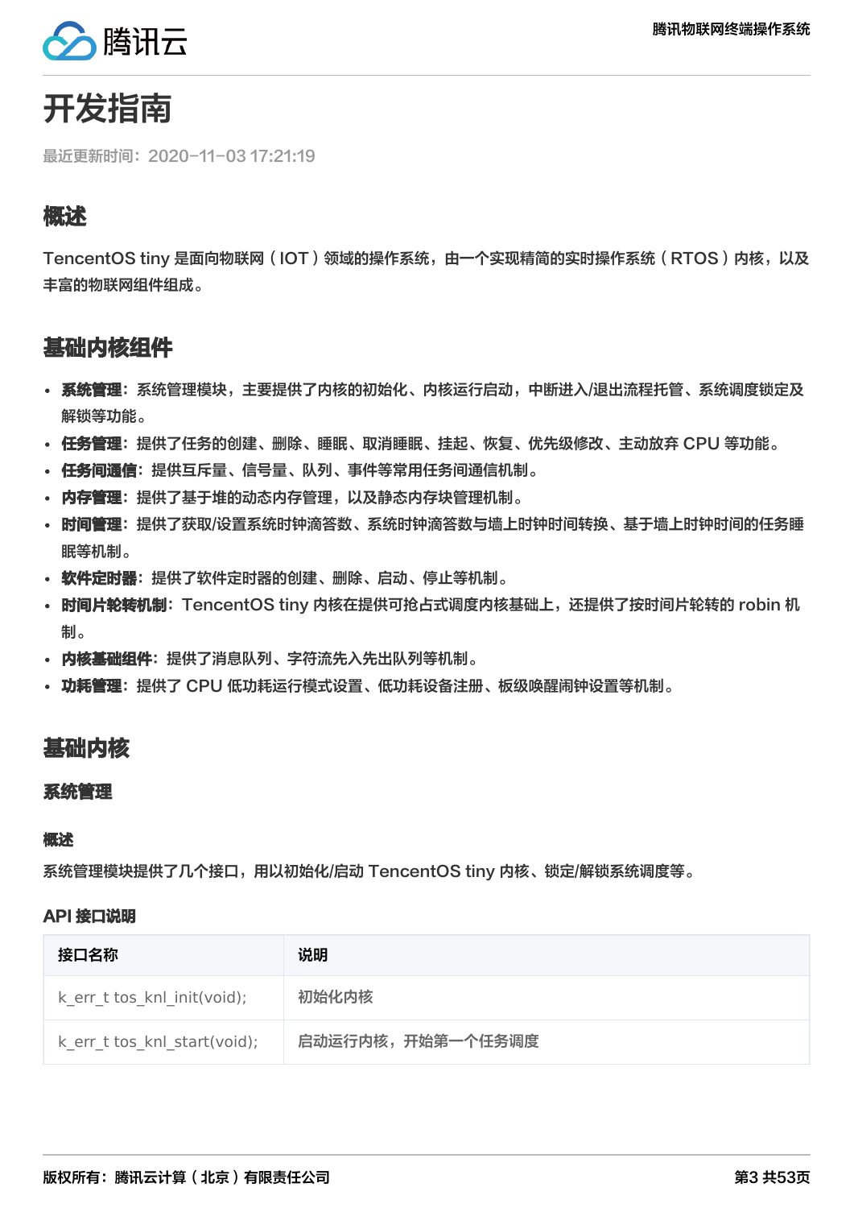# 开发指南

最近更新时间：2020-11-03 17:21:19

## 概述

TencentOS tiny 是面向物联网（IOT）领域的操作系统，由一个实现精简的实时操作系统（RTOS）内核，以及丰富的物联网组件组成。

## 基础内核组件

- **系统管理**：系统管理模块，主要提供了内核的初始化、内核运行启动，中断进入/退出流程托管、系统调度锁定及解锁等功能。
- **任务管理**：提供了任务的创建、删除、睡眠、取消睡眠、挂起、恢复、优先级修改、主动放弃 CPU 等功能。
- **任务间通信**：提供互斥量、信号量、队列、事件等常用任务间通信机制。
- **内存管理**：提供了基于堆的动态内存管理，以及静态内存块管理机制。
- **时间管理**：提供了获取/设置系统时钟滴答数、系统时钟滴答数与墙上时钟时间转换、基于墙上时钟时间的任务睡眠等机制。
- **软件定时器**：提供了软件定时器的创建、删除、启动、停止等机制。
- **时间片轮转机制**：TencentOS tiny 内核在提供可抢占式调度内核基础上，还提供了按时间片轮转的 robin 机制。
- **内核基础组件**：提供了消息队列、字符流先入先出队列等机制。
- **功耗管理**：提供了 CPU 低功耗运行模式设置、低功耗设备注册、板级唤醒闹钟设置等机制。

## 基础内核

### 系统管理

#### 概述

系统管理模块提供了几个接口，用以初始化/启动 TencentOS tiny 内核、锁定/解锁系统调度等。

#### API 接口说明

| 接口名称 | 说明 |
| --- | --- |
| k_err_t tos_knl_init(void); | 初始化内核 |
| k_err_t tos_knl_start(void); | 启动运行内核，开始第一个任务调度 |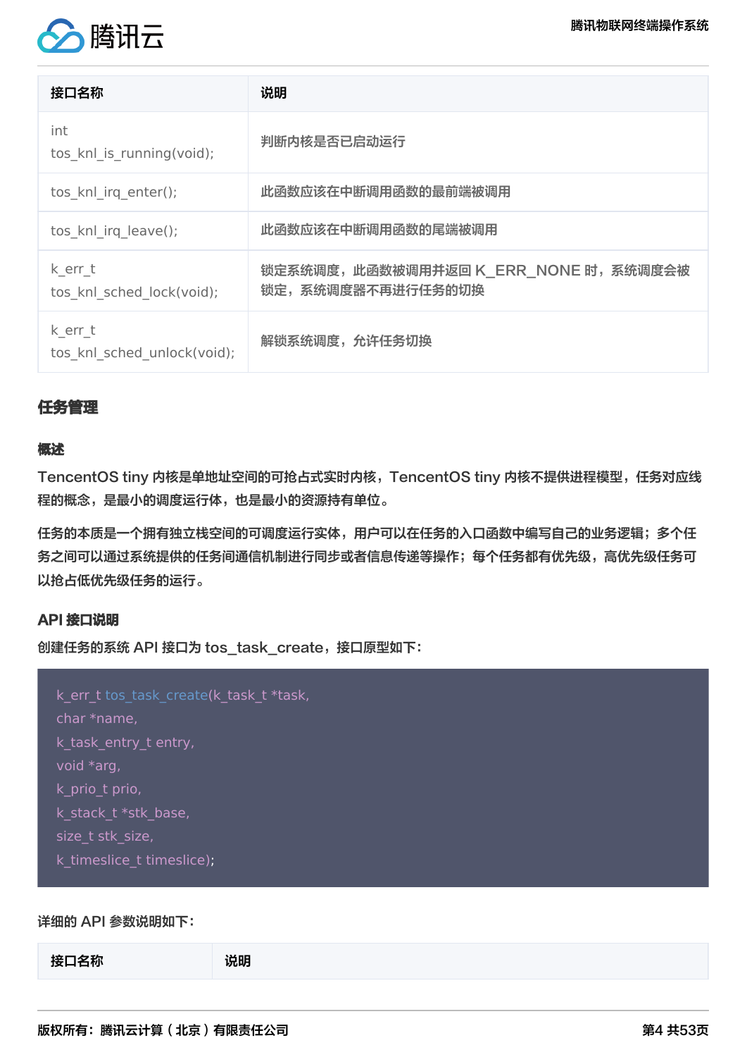| 接口名称 | 说明 |
| --- | --- |
| int tos_knl_is_running(void); | 判断内核是否已启动运行 |
| tos_knl_irq_enter(); | 此函数应该在中断调用函数的最前端被调用 |
| tos_knl_irq_leave(); | 此函数应该在中断调用函数的尾端被调用 |
| k_err_t tos_knl_sched_lock(void); | 锁定系统调度，此函数被调用并返回 K_ERR_NONE 时，系统调度会被锁定，系统调度器不再进行任务的切换 |
| k_err_t tos_knl_sched_unlock(void); | 解锁系统调度，允许任务切换 |

## 任务管理

### 概述

TencentOS tiny 内核是单地址空间的可抢占式实时内核，TencentOS tiny 内核不提供进程模型，任务对应线程的概念，是最小的调度运行体，也是最小的资源持有单位。

任务的本质是一个拥有独立栈空间的可调度运行实体，用户可以在任务的入口函数中编写自己的业务逻辑；多个任务之间可以通过系统提供的任务间通信机制进行同步或者信息传递等操作；每个任务都有优先级，高优先级任务可以抢占低优先级任务的运行。

### API 接口说明

创建任务的系统 API 接口为 tos_task_create，接口原型如下：

```
k_err_t tos_task_create(k_task_t *task,
char *name,
k_task_entry_t entry,
void *arg,
k_prio_t prio,
k_stack_t *stk_base,
size_t stk_size,
k_timeslice_t timeslice);
```

详细的 API 参数说明如下：

| 接口名称 | 说明 |
| --- | --- |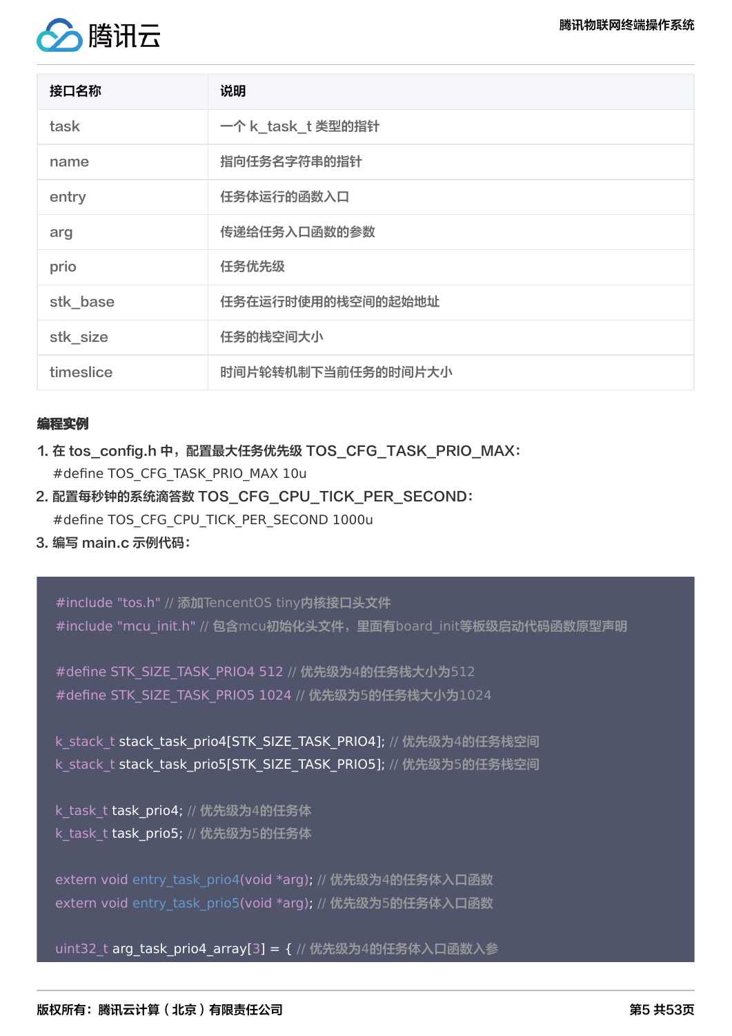| 接口名称 | 说明 |
| --- | --- |
| task | 一个 k_task_t 类型的指针 |
| name | 指向任务名字符串的指针 |
| entry | 任务体运行的函数入口 |
| arg | 传递给任务入口函数的参数 |
| prio | 任务优先级 |
| stk_base | 任务在运行时使用的栈空间的起始地址 |
| stk_size | 任务的栈空间大小 |
| timeslice | 时间片轮转机制下当前任务的时间片大小 |

**编程实例**

1. 在 tos_config.h 中，配置最大任务优先级 TOS_CFG_TASK_PRIO_MAX：
   #define TOS_CFG_TASK_PRIO_MAX 10u
2. 配置每秒钟的系统滴答数 TOS_CFG_CPU_TICK_PER_SECOND：
   #define TOS_CFG_CPU_TICK_PER_SECOND 1000u
3. 编写 main.c 示例代码：

```
#include "tos.h" // 添加TencentOS tiny内核接口头文件
#include "mcu_init.h" // 包含mcu初始化头文件，里面有board_init等板级启动代码函数原型声明

#define STK_SIZE_TASK_PRIO4 512 // 优先级为4的任务栈大小为512
#define STK_SIZE_TASK_PRIO5 1024 // 优先级为5的任务栈大小为1024

k_stack_t stack_task_prio4[STK_SIZE_TASK_PRIO4]; // 优先级为4的任务栈空间
k_stack_t stack_task_prio5[STK_SIZE_TASK_PRIO5]; // 优先级为5的任务栈空间

k_task_t task_prio4; // 优先级为4的任务体
k_task_t task_prio5; // 优先级为5的任务体

extern void entry_task_prio4(void *arg); // 优先级为4的任务体入口函数
extern void entry_task_prio5(void *arg); // 优先级为5的任务体入口函数

uint32_t arg_task_prio4_array[3] = { // 优先级为4的任务体入口函数入参
```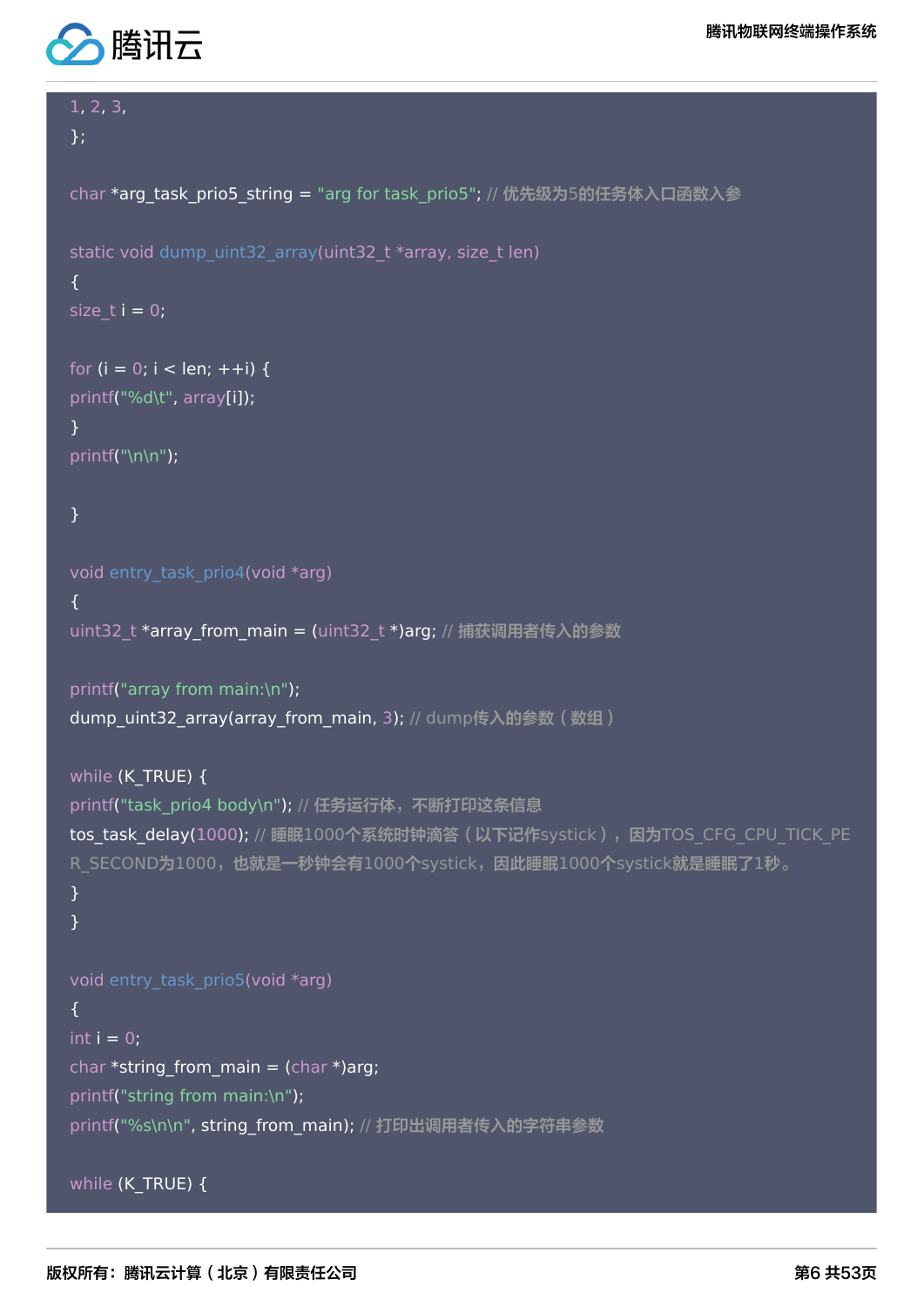```
1, 2, 3,
};

char *arg_task_prio5_string = "arg for task_prio5"; // 优先级为5的任务体入口函数入参

static void dump_uint32_array(uint32_t *array, size_t len)
{
size_t i = 0;

for (i = 0; i < len; ++i) {
printf("%d\t", array[i]);
}
printf("\n\n");

}

void entry_task_prio4(void *arg)
{
uint32_t *array_from_main = (uint32_t *)arg; // 捕获调用者传入的参数

printf("array from main:\n");
dump_uint32_array(array_from_main, 3); // dump传入的参数（数组）

while (K_TRUE) {
printf("task_prio4 body\n"); // 任务运行体，不断打印这条信息
tos_task_delay(1000); // 睡眠1000个系统时钟滴答（以下记作systick），因为TOS_CFG_CPU_TICK_PER_SECOND为1000，也就是一秒钟会有1000个systick，因此睡眠1000个systick就是睡眠了1秒。
}
}

void entry_task_prio5(void *arg)
{
int i = 0;
char *string_from_main = (char *)arg;
printf("string from main:\n");
printf("%s\n\n", string_from_main); // 打印出调用者传入的字符串参数

while (K_TRUE) {
```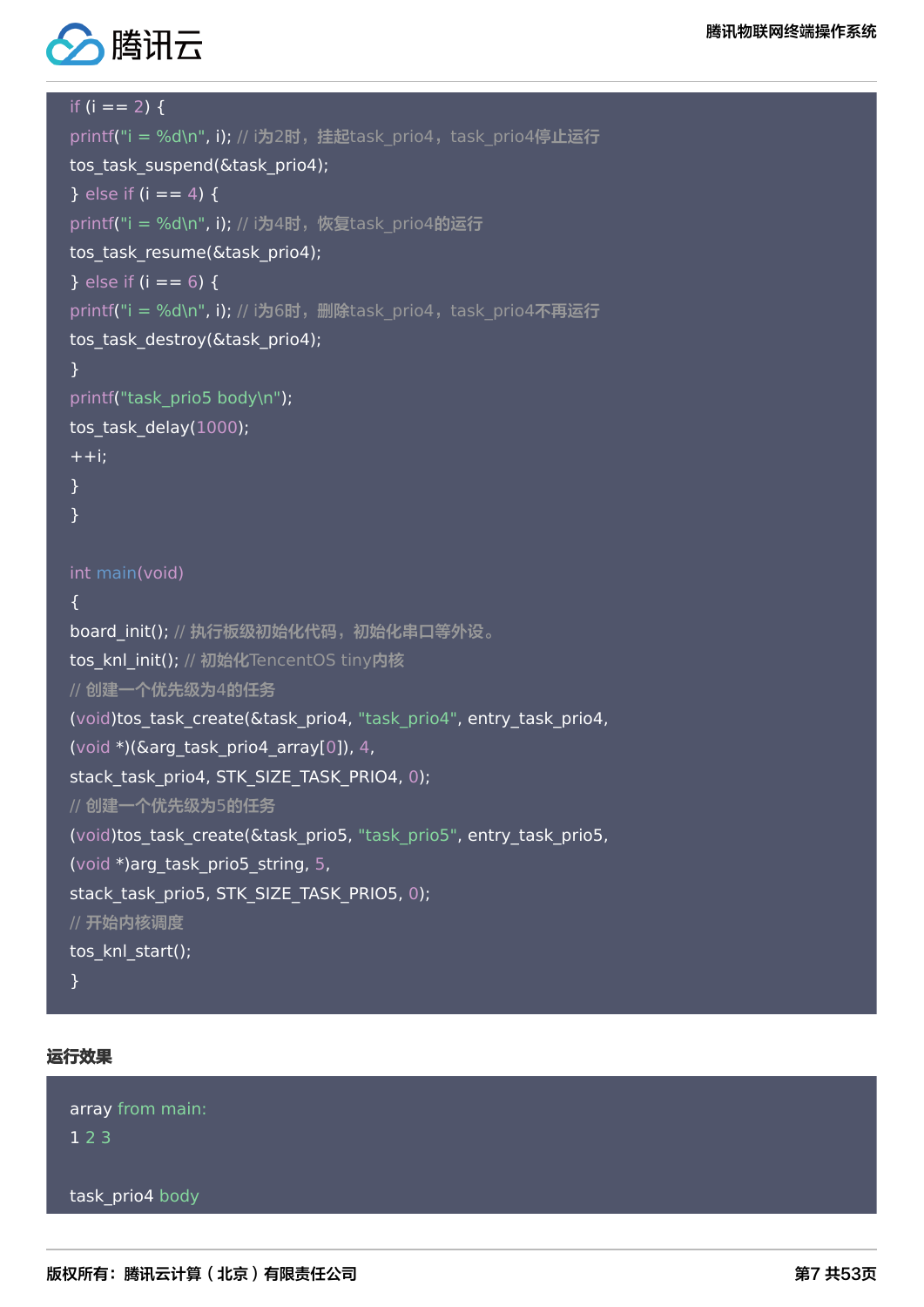```
if (i == 2) {
printf("i = %d\n", i); // i为2时，挂起task_prio4，task_prio4停止运行
tos_task_suspend(&task_prio4);
} else if (i == 4) {
printf("i = %d\n", i); // i为4时，恢复task_prio4的运行
tos_task_resume(&task_prio4);
} else if (i == 6) {
printf("i = %d\n", i); // i为6时，删除task_prio4，task_prio4不再运行
tos_task_destroy(&task_prio4);
}
printf("task_prio5 body\n");
tos_task_delay(1000);
++i;
}
}

int main(void)
{
board_init(); // 执行板级初始化代码，初始化串口等外设。
tos_knl_init(); // 初始化TencentOS tiny内核
// 创建一个优先级为4的任务
(void)tos_task_create(&task_prio4, "task_prio4", entry_task_prio4,
(void *)(&arg_task_prio4_array[0]), 4,
stack_task_prio4, STK_SIZE_TASK_PRIO4, 0);
// 创建一个优先级为5的任务
(void)tos_task_create(&task_prio5, "task_prio5", entry_task_prio5,
(void *)arg_task_prio5_string, 5,
stack_task_prio5, STK_SIZE_TASK_PRIO5, 0);
// 开始内核调度
tos_knl_start();
}
```

**运行效果**

```
array from main:
1 2 3

task_prio4 body
```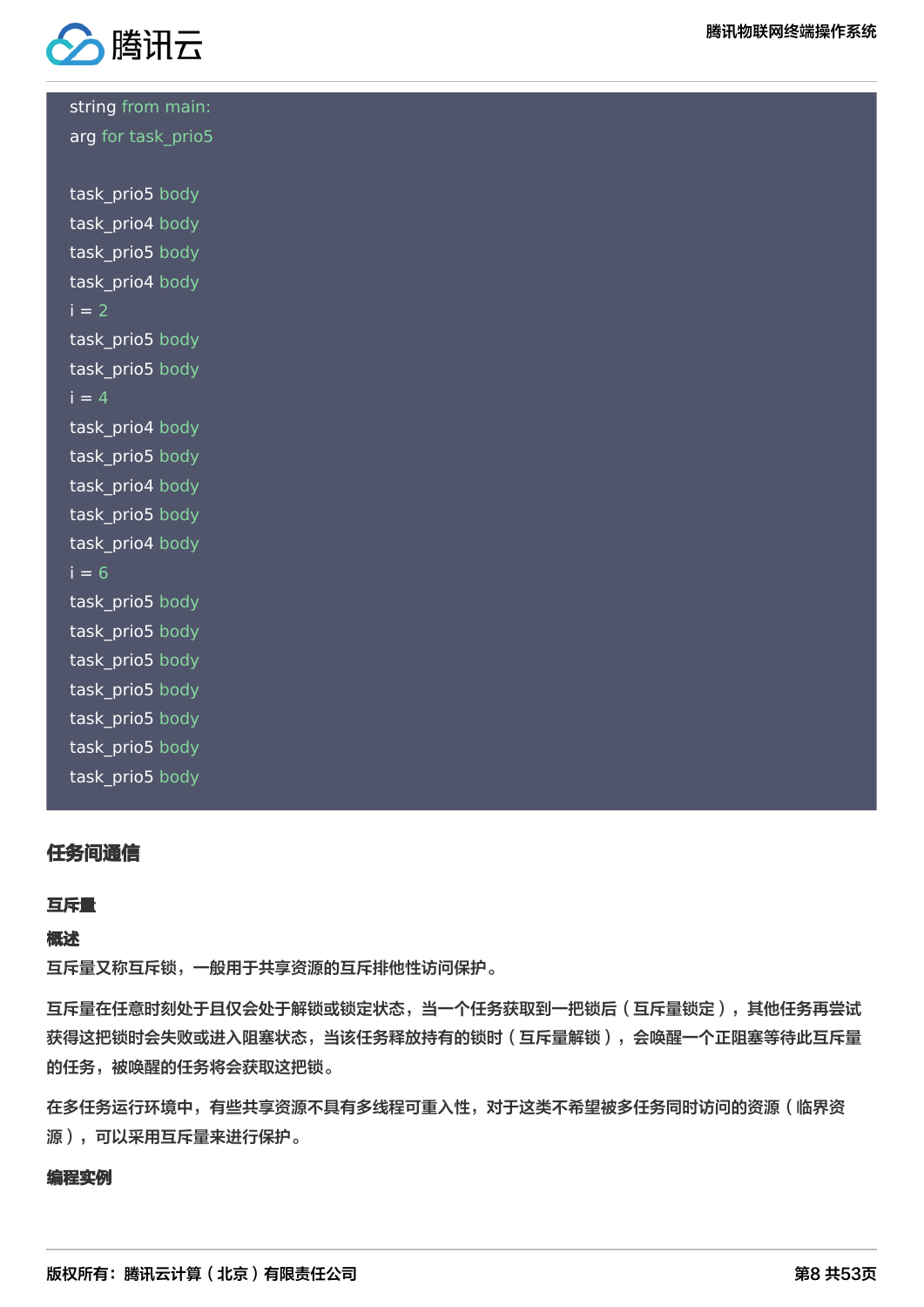```
string from main:
arg for task_prio5

task_prio5 body
task_prio4 body
task_prio5 body
task_prio4 body
i = 2
task_prio5 body
task_prio5 body
i = 4
task_prio4 body
task_prio5 body
task_prio4 body
task_prio5 body
task_prio4 body
i = 6
task_prio5 body
task_prio5 body
task_prio5 body
task_prio5 body
task_prio5 body
task_prio5 body
task_prio5 body
```

## 任务间通信

### 互斥量

#### 概述

互斥量又称互斥锁，一般用于共享资源的互斥排他性访问保护。

互斥量在任意时刻处于且仅会处于解锁或锁定状态，当一个任务获取到一把锁后（互斥量锁定），其他任务再尝试获得这把锁时会失败或进入阻塞状态，当该任务释放持有的锁时（互斥量解锁），会唤醒一个正阻塞等待此互斥量的任务，被唤醒的任务将会获取这把锁。

在多任务运行环境中，有些共享资源不具有多线程可重入性，对于这类不希望被多任务同时访问的资源（临界资源），可以采用互斥量来进行保护。

#### 编程实例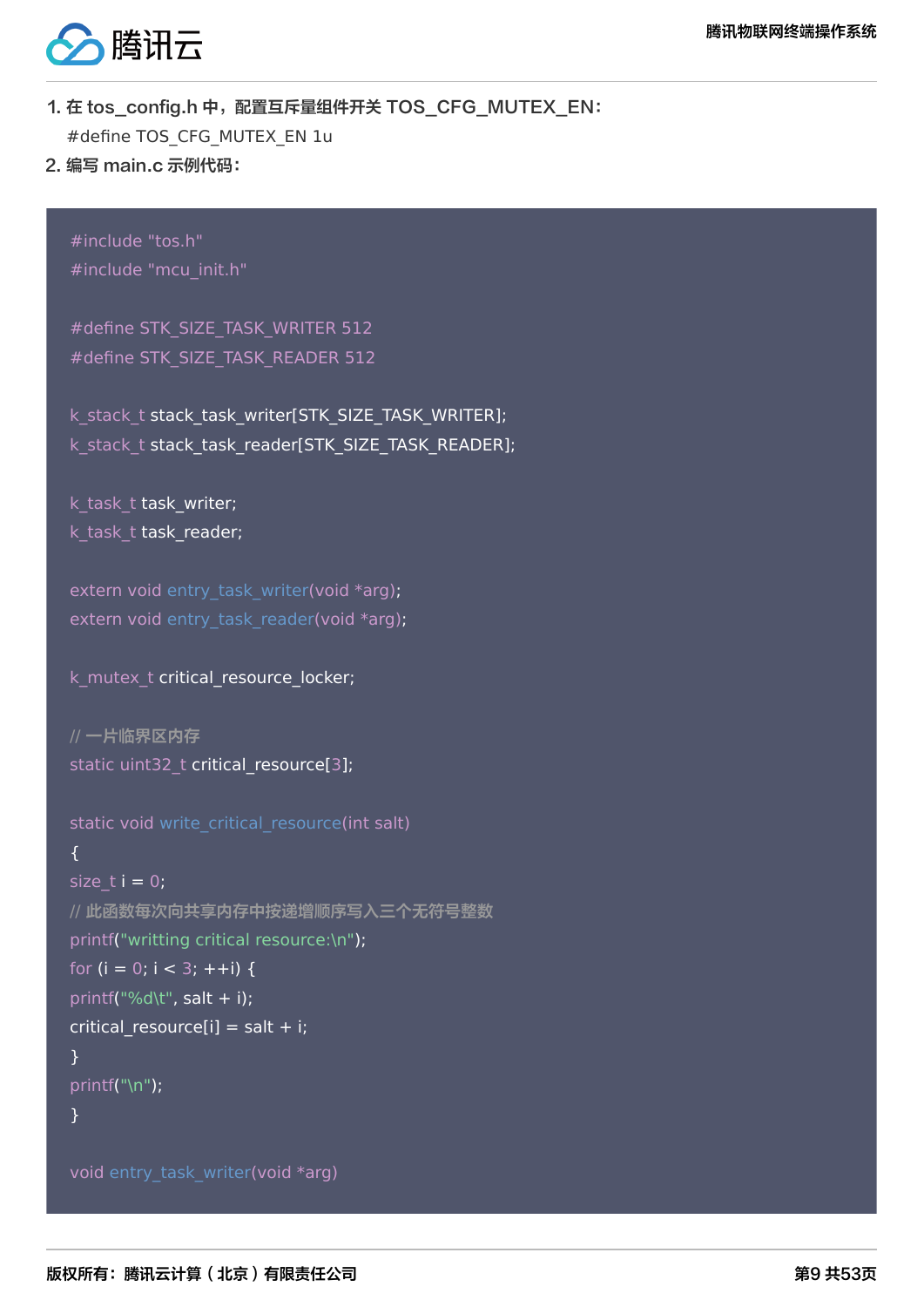1. 在 tos_config.h 中，配置互斥量组件开关 TOS_CFG_MUTEX_EN：

   #define TOS_CFG_MUTEX_EN 1u

2. 编写 main.c 示例代码：

```
#include "tos.h"
#include "mcu_init.h"

#define STK_SIZE_TASK_WRITER 512
#define STK_SIZE_TASK_READER 512

k_stack_t stack_task_writer[STK_SIZE_TASK_WRITER];
k_stack_t stack_task_reader[STK_SIZE_TASK_READER];

k_task_t task_writer;
k_task_t task_reader;

extern void entry_task_writer(void *arg);
extern void entry_task_reader(void *arg);

k_mutex_t critical_resource_locker;

// 一片临界区内存
static uint32_t critical_resource[3];

static void write_critical_resource(int salt)
{
size_t i = 0;
// 此函数每次向共享内存中按递增顺序写入三个无符号整数
printf("writting critical resource:\n");
for (i = 0; i < 3; ++i) {
printf("%d\t", salt + i);
critical_resource[i] = salt + i;
}
printf("\n");
}

void entry_task_writer(void *arg)
```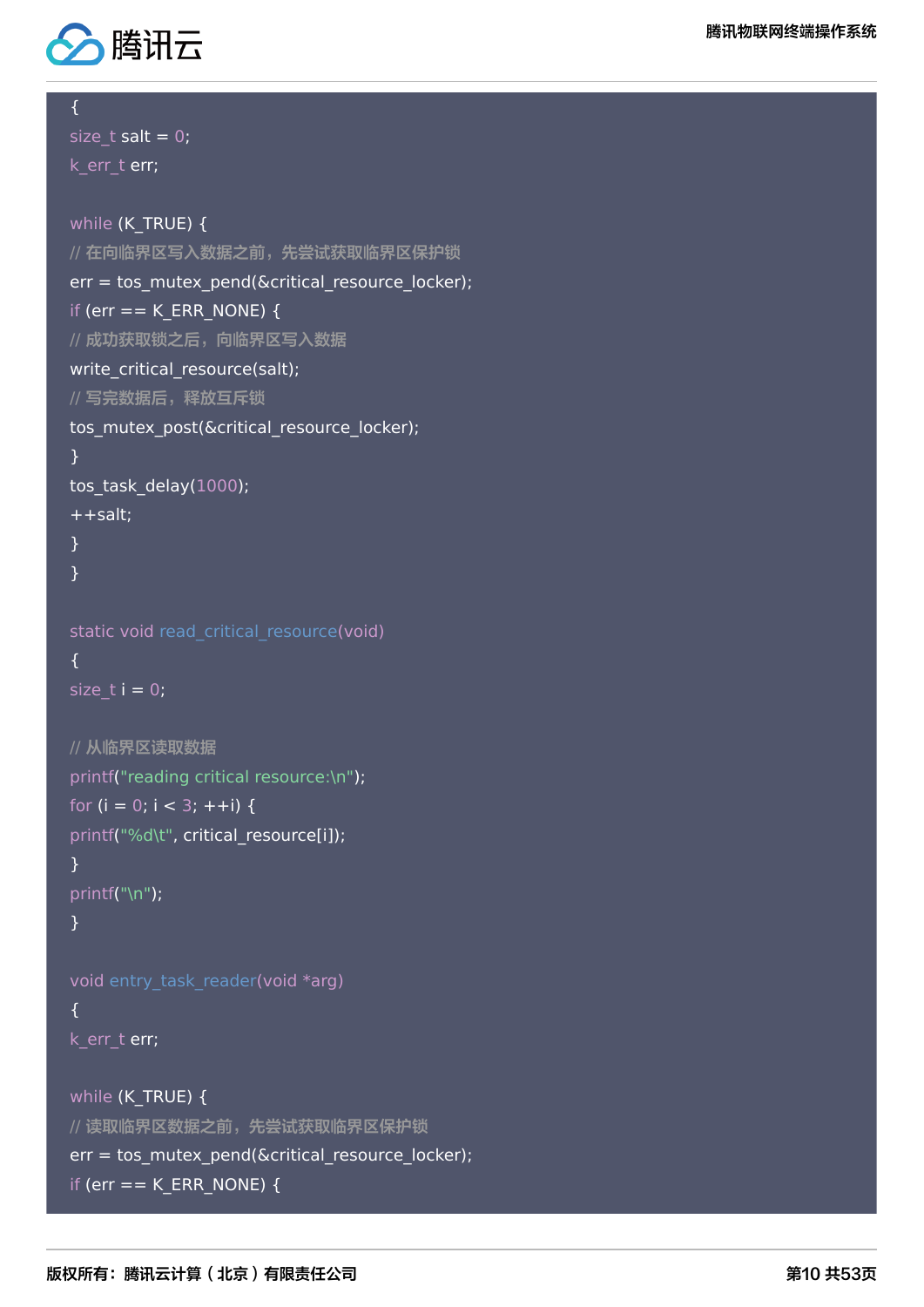```
{
size_t salt = 0;
k_err_t err;

while (K_TRUE) {
// 在向临界区写入数据之前，先尝试获取临界区保护锁
err = tos_mutex_pend(&critical_resource_locker);
if (err == K_ERR_NONE) {
// 成功获取锁之后，向临界区写入数据
write_critical_resource(salt);
// 写完数据后，释放互斥锁
tos_mutex_post(&critical_resource_locker);
}
tos_task_delay(1000);
++salt;
}
}

static void read_critical_resource(void)
{
size_t i = 0;

// 从临界区读取数据
printf("reading critical resource:\n");
for (i = 0; i < 3; ++i) {
printf("%d\t", critical_resource[i]);
}
printf("\n");
}

void entry_task_reader(void *arg)
{
k_err_t err;

while (K_TRUE) {
// 读取临界区数据之前，先尝试获取临界区保护锁
err = tos_mutex_pend(&critical_resource_locker);
if (err == K_ERR_NONE) {
```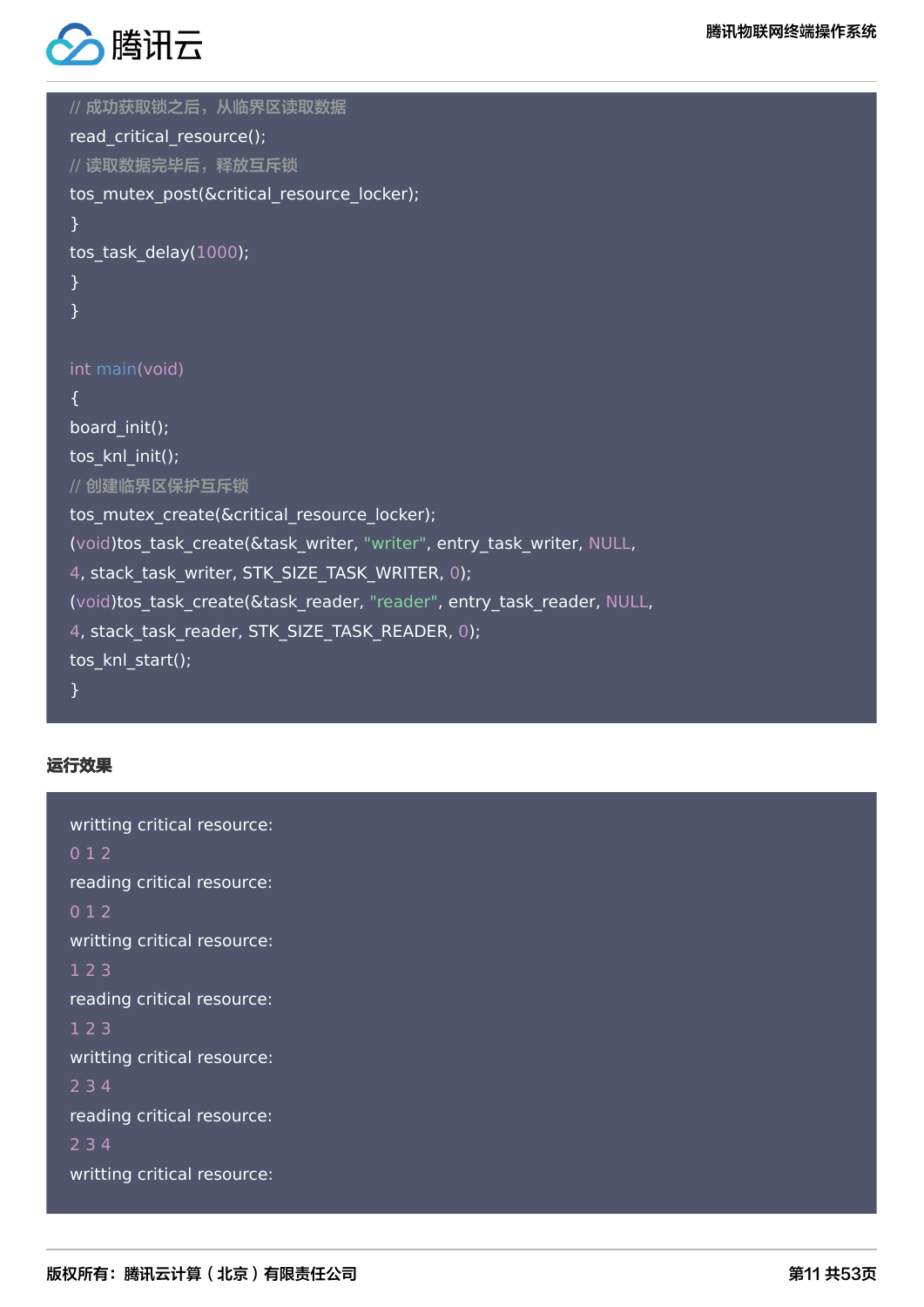```
// 成功获取锁之后，从临界区读取数据
read_critical_resource();
// 读取数据完毕后，释放互斥锁
tos_mutex_post(&critical_resource_locker);
}
tos_task_delay(1000);
}
}

int main(void)
{
board_init();
tos_knl_init();
// 创建临界区保护互斥锁
tos_mutex_create(&critical_resource_locker);
(void)tos_task_create(&task_writer, "writer", entry_task_writer, NULL,
4, stack_task_writer, STK_SIZE_TASK_WRITER, 0);
(void)tos_task_create(&task_reader, "reader", entry_task_reader, NULL,
4, stack_task_reader, STK_SIZE_TASK_READER, 0);
tos_knl_start();
}
```

**运行效果**

```
writting critical resource:
0 1 2
reading critical resource:
0 1 2
writting critical resource:
1 2 3
reading critical resource:
1 2 3
writting critical resource:
2 3 4
reading critical resource:
2 3 4
writting critical resource:
```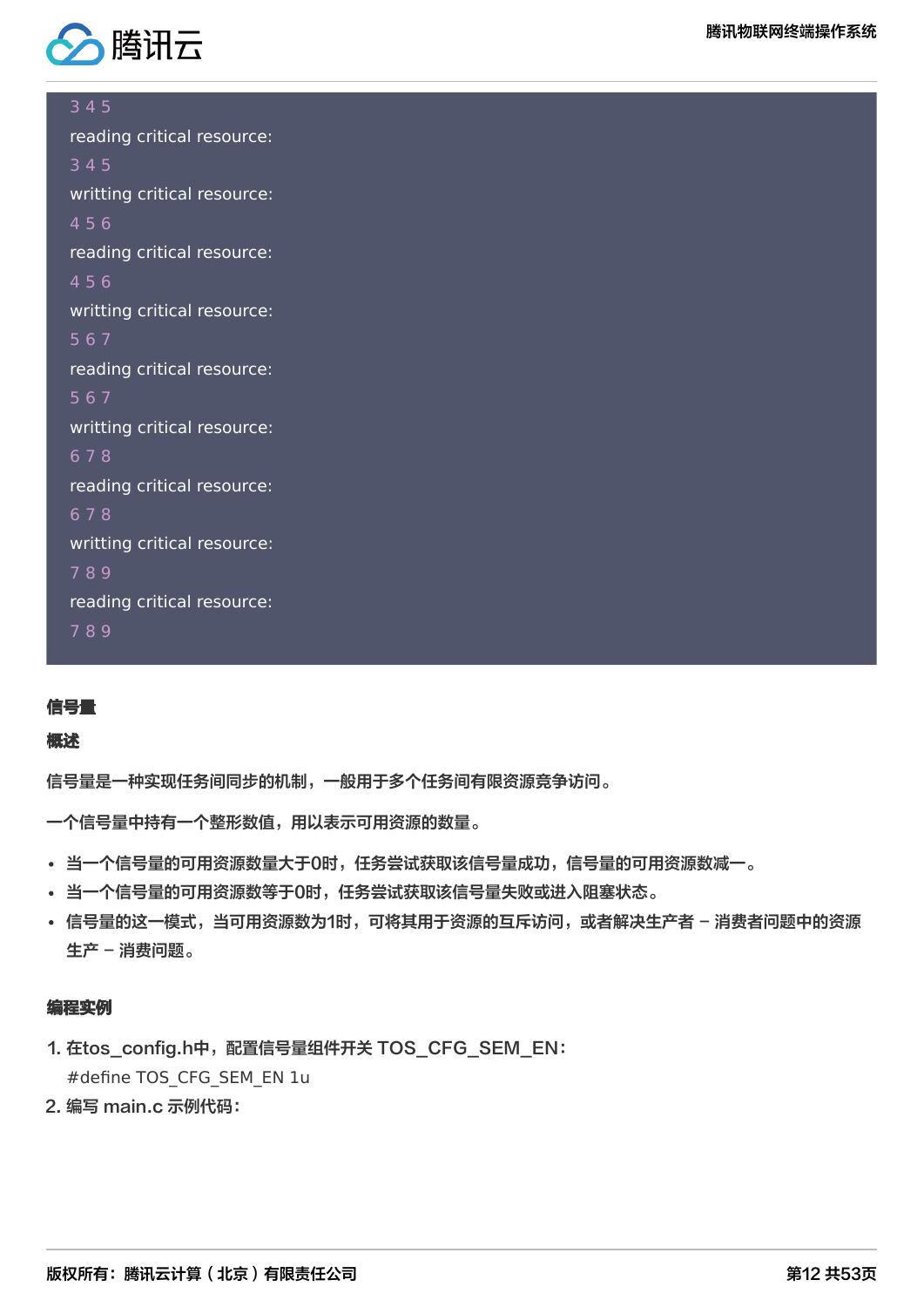```
3 4 5
reading critical resource:
3 4 5
writting critical resource:
4 5 6
reading critical resource:
4 5 6
writting critical resource:
5 6 7
reading critical resource:
5 6 7
writting critical resource:
6 7 8
reading critical resource:
6 7 8
writting critical resource:
7 8 9
reading critical resource:
7 8 9
```

### 信号量

#### 概述

信号量是一种实现任务间同步的机制，一般用于多个任务间有限资源竞争访问。

一个信号量中持有一个整形数值，用以表示可用资源的数量。

- 当一个信号量的可用资源数量大于0时，任务尝试获取该信号量成功，信号量的可用资源数减一。
- 当一个信号量的可用资源数等于0时，任务尝试获取该信号量失败或进入阻塞状态。
- 信号量的这一模式，当可用资源数为1时，可将其用于资源的互斥访问，或者解决生产者 – 消费者问题中的资源生产 – 消费问题。

#### 编程实例

1. 在tos_config.h中，配置信号量组件开关 TOS_CFG_SEM_EN：
   `#define TOS_CFG_SEM_EN 1u`
2. 编写 main.c 示例代码：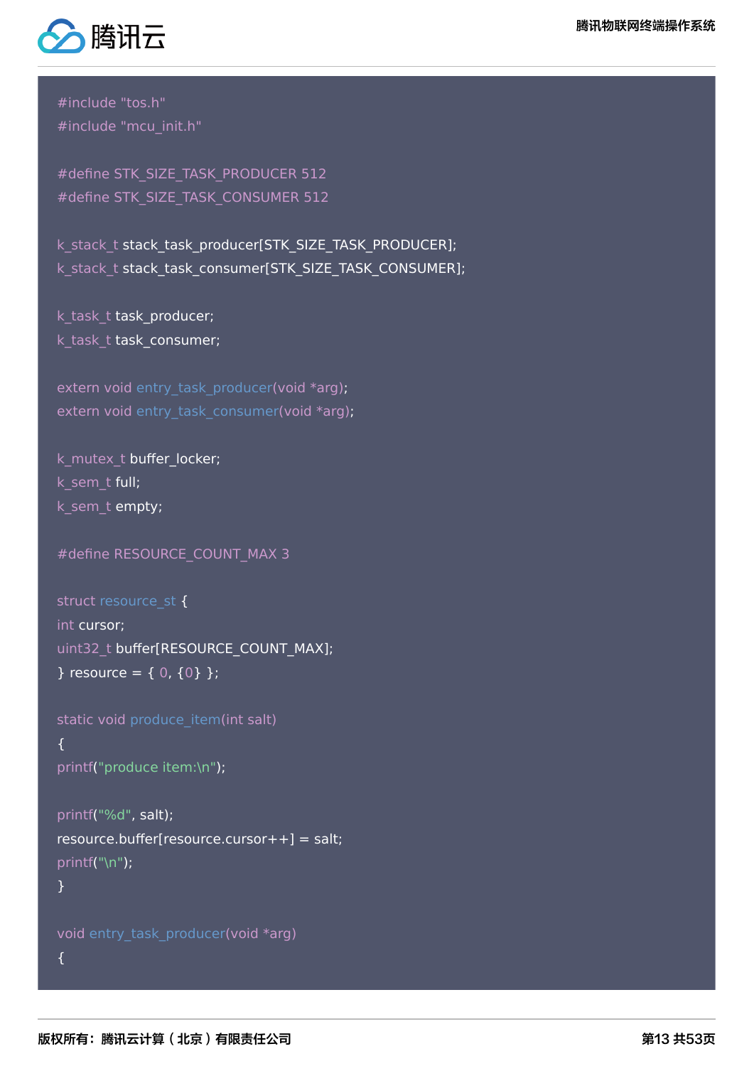```c
#include "tos.h"
#include "mcu_init.h"

#define STK_SIZE_TASK_PRODUCER 512
#define STK_SIZE_TASK_CONSUMER 512

k_stack_t stack_task_producer[STK_SIZE_TASK_PRODUCER];
k_stack_t stack_task_consumer[STK_SIZE_TASK_CONSUMER];

k_task_t task_producer;
k_task_t task_consumer;

extern void entry_task_producer(void *arg);
extern void entry_task_consumer(void *arg);

k_mutex_t buffer_locker;
k_sem_t full;
k_sem_t empty;

#define RESOURCE_COUNT_MAX 3

struct resource_st {
int cursor;
uint32_t buffer[RESOURCE_COUNT_MAX];
} resource = { 0, {0} };

static void produce_item(int salt)
{
printf("produce item:\n");

printf("%d", salt);
resource.buffer[resource.cursor++] = salt;
printf("\n");
}

void entry_task_producer(void *arg)
{
```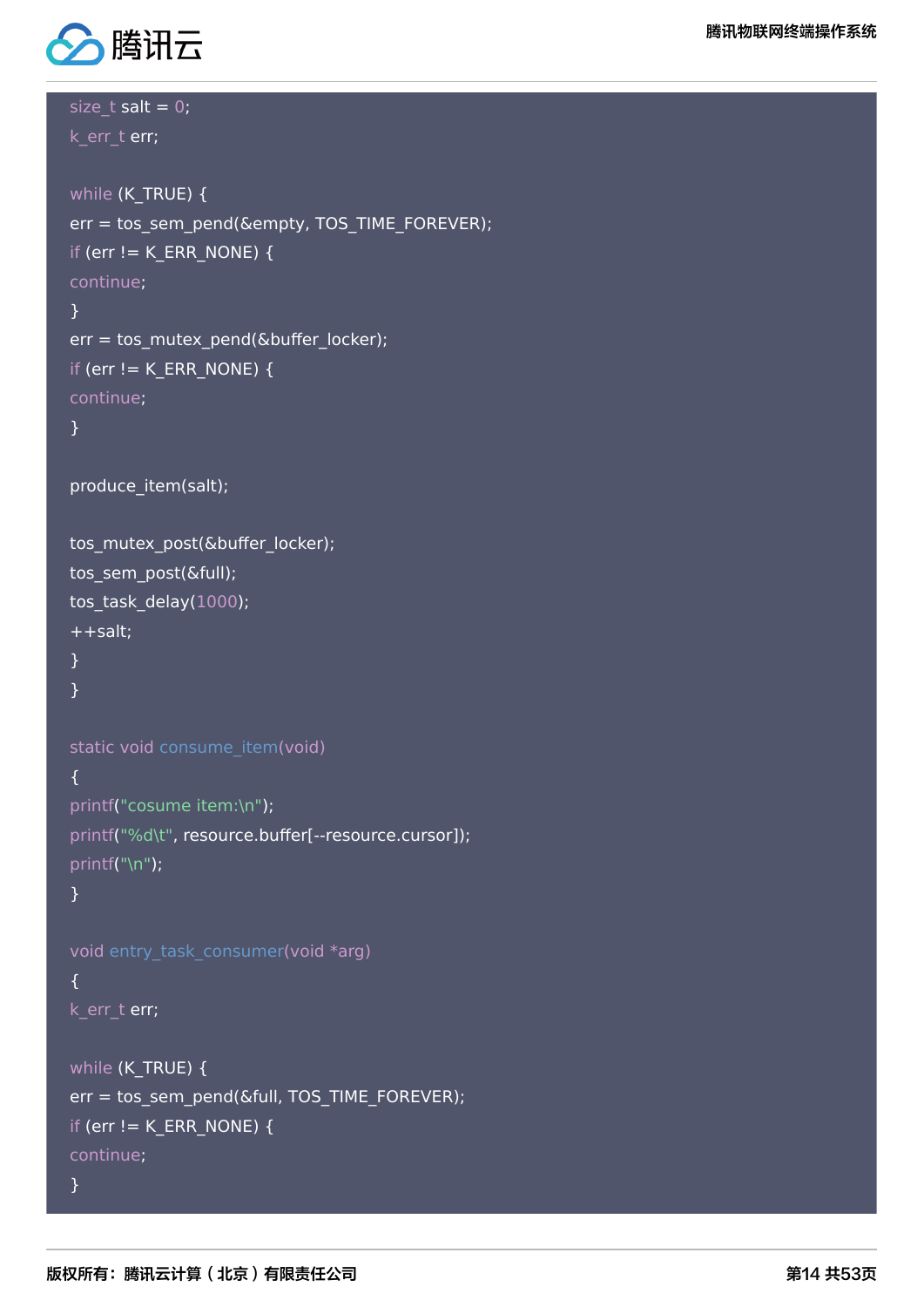```
size_t salt = 0;
k_err_t err;

while (K_TRUE) {
err = tos_sem_pend(&empty, TOS_TIME_FOREVER);
if (err != K_ERR_NONE) {
continue;
}
err = tos_mutex_pend(&buffer_locker);
if (err != K_ERR_NONE) {
continue;
}

produce_item(salt);

tos_mutex_post(&buffer_locker);
tos_sem_post(&full);
tos_task_delay(1000);
++salt;
}
}

static void consume_item(void)
{
printf("cosume item:\n");
printf("%d\t", resource.buffer[--resource.cursor]);
printf("\n");
}

void entry_task_consumer(void *arg)
{
k_err_t err;

while (K_TRUE) {
err = tos_sem_pend(&full, TOS_TIME_FOREVER);
if (err != K_ERR_NONE) {
continue;
}
```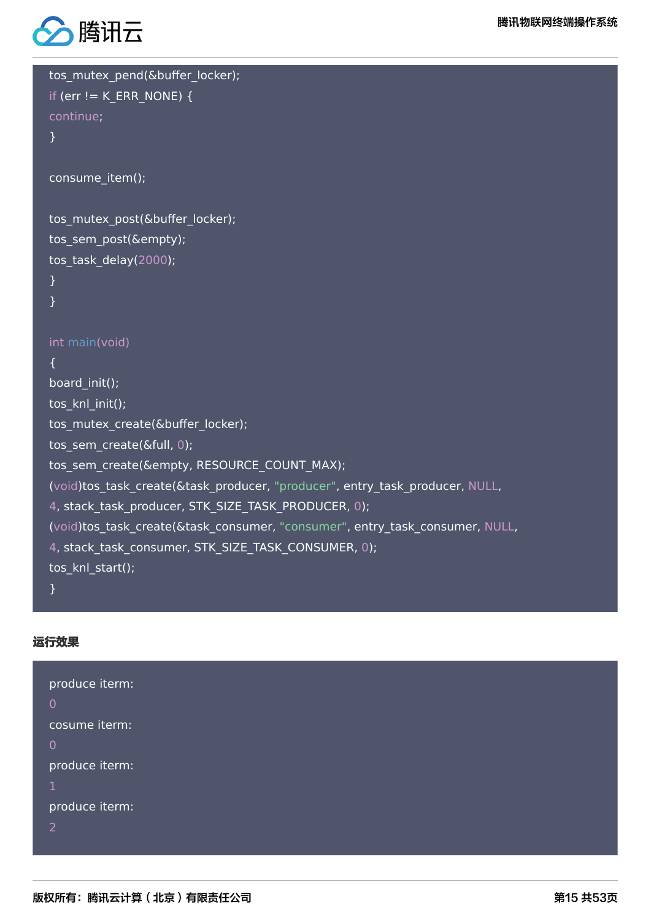```
tos_mutex_pend(&buffer_locker);
if (err != K_ERR_NONE) {
continue;
}

consume_item();

tos_mutex_post(&buffer_locker);
tos_sem_post(&empty);
tos_task_delay(2000);
}
}

int main(void)
{
board_init();
tos_knl_init();
tos_mutex_create(&buffer_locker);
tos_sem_create(&full, 0);
tos_sem_create(&empty, RESOURCE_COUNT_MAX);
(void)tos_task_create(&task_producer, "producer", entry_task_producer, NULL,
4, stack_task_producer, STK_SIZE_TASK_PRODUCER, 0);
(void)tos_task_create(&task_consumer, "consumer", entry_task_consumer, NULL,
4, stack_task_consumer, STK_SIZE_TASK_CONSUMER, 0);
tos_knl_start();
}
```

**运行效果**

```
produce iterm:
0
cosume iterm:
0
produce iterm:
1
produce iterm:
2
```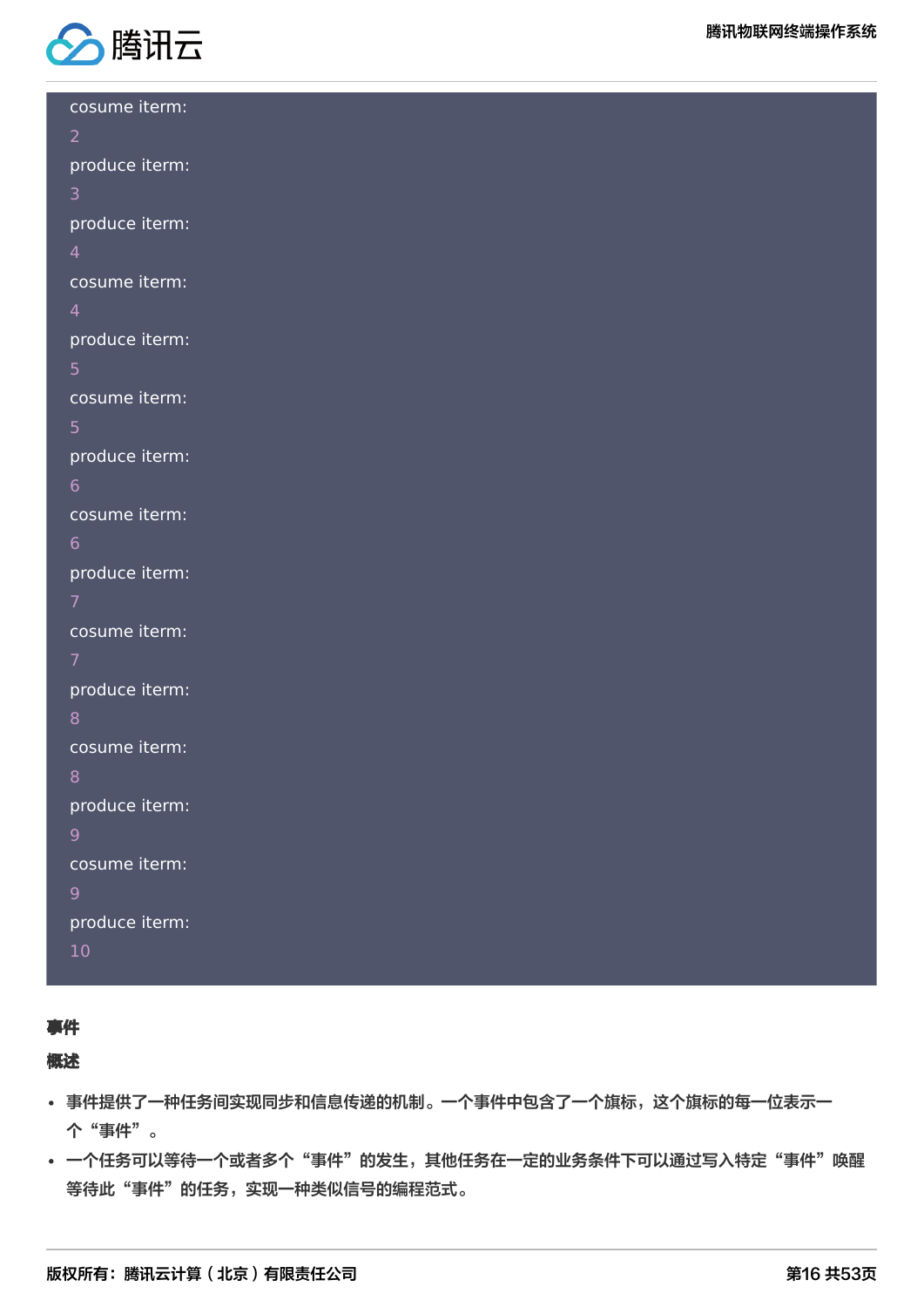```
cosume iterm:
2
produce iterm:
3
produce iterm:
4
cosume iterm:
4
produce iterm:
5
cosume iterm:
5
produce iterm:
6
cosume iterm:
6
produce iterm:
7
cosume iterm:
7
produce iterm:
8
cosume iterm:
8
produce iterm:
9
cosume iterm:
9
produce iterm:
10
```

**事件**

**概述**

- 事件提供了一种任务间实现同步和信息传递的机制。一个事件中包含了一个旗标，这个旗标的每一位表示一个“事件”。
- 一个任务可以等待一个或者多个“事件”的发生，其他任务在一定的业务条件下可以通过写入特定“事件”唤醒等待此“事件”的任务，实现一种类似信号的编程范式。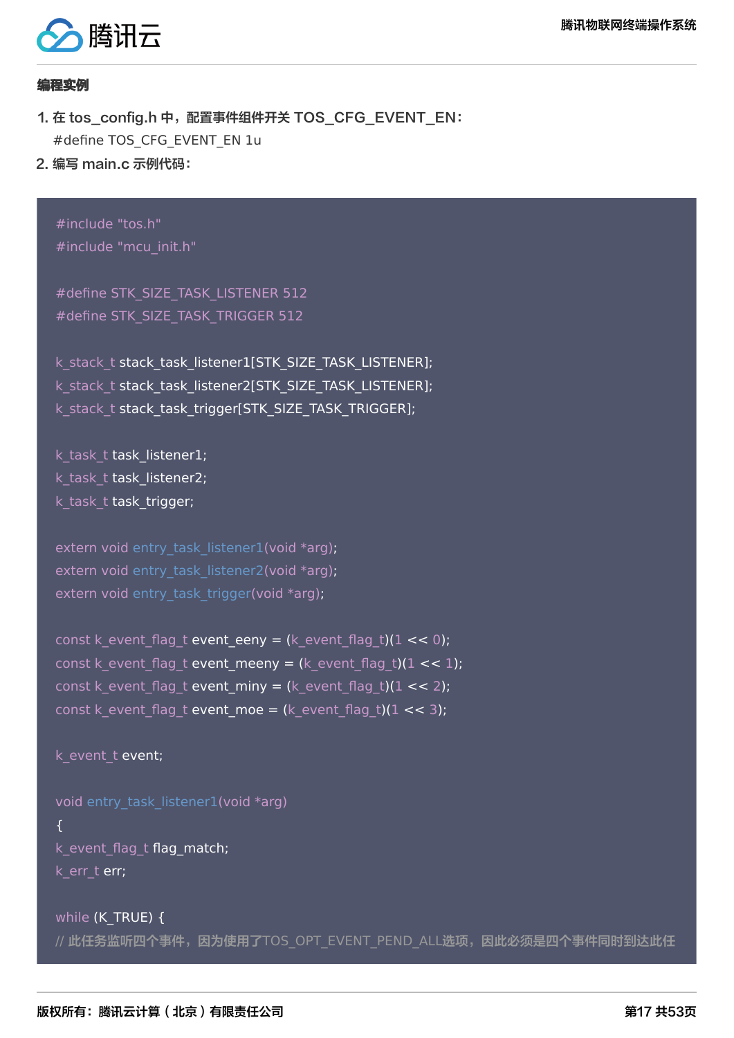**编程实例**

1. 在 tos_config.h 中，配置事件组件开关 TOS_CFG_EVENT_EN：
   #define TOS_CFG_EVENT_EN 1u
2. 编写 main.c 示例代码：

```
#include "tos.h"
#include "mcu_init.h"

#define STK_SIZE_TASK_LISTENER 512
#define STK_SIZE_TASK_TRIGGER 512

k_stack_t stack_task_listener1[STK_SIZE_TASK_LISTENER];
k_stack_t stack_task_listener2[STK_SIZE_TASK_LISTENER];
k_stack_t stack_task_trigger[STK_SIZE_TASK_TRIGGER];

k_task_t task_listener1;
k_task_t task_listener2;
k_task_t task_trigger;

extern void entry_task_listener1(void *arg);
extern void entry_task_listener2(void *arg);
extern void entry_task_trigger(void *arg);

const k_event_flag_t event_eeny = (k_event_flag_t)(1 << 0);
const k_event_flag_t event_meeny = (k_event_flag_t)(1 << 1);
const k_event_flag_t event_miny = (k_event_flag_t)(1 << 2);
const k_event_flag_t event_moe = (k_event_flag_t)(1 << 3);

k_event_t event;

void entry_task_listener1(void *arg)
{
k_event_flag_t flag_match;
k_err_t err;

while (K_TRUE) {
// 此任务监听四个事件，因为使用了TOS_OPT_EVENT_PEND_ALL选项，因此必须是四个事件同时到达此任
```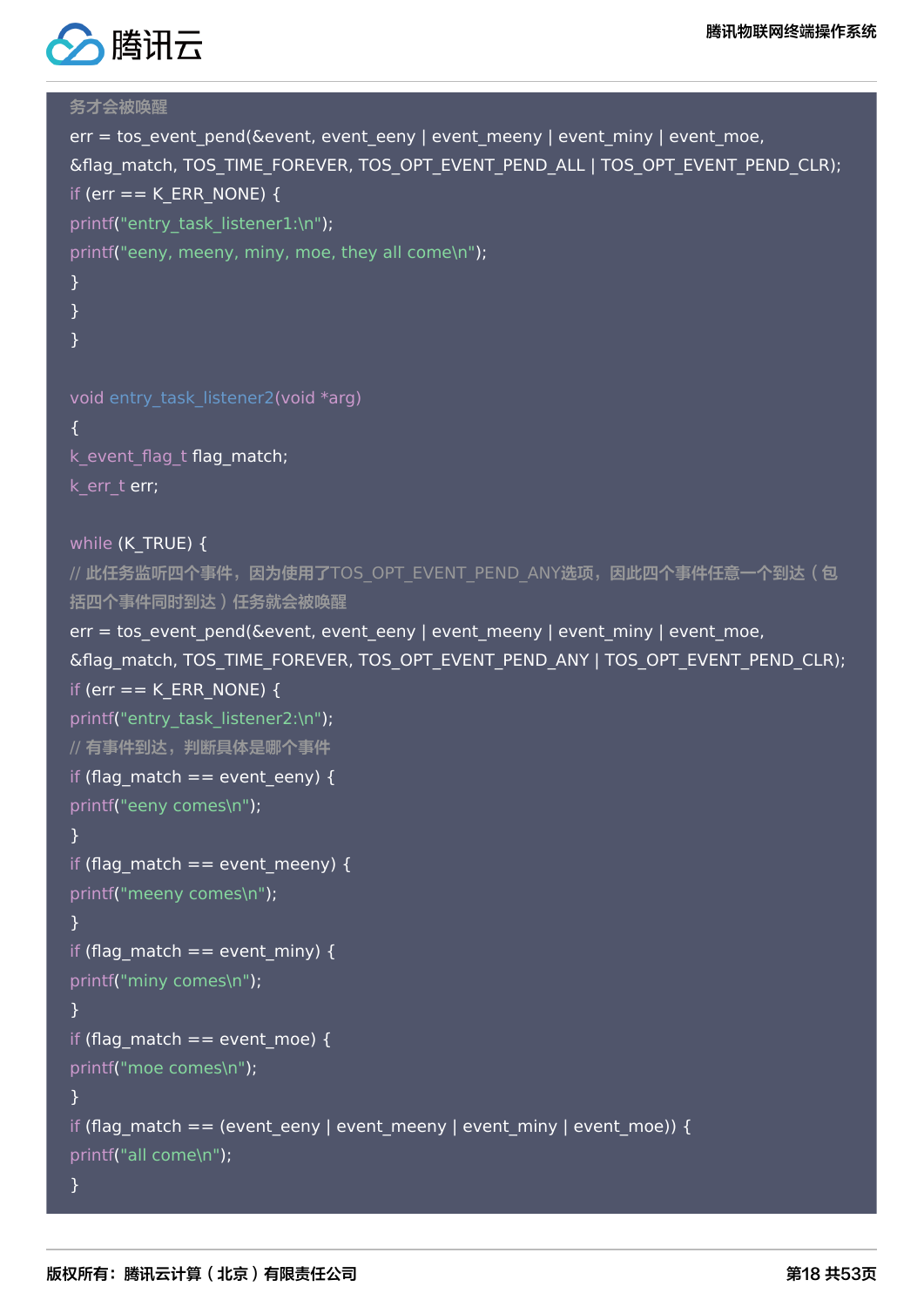```
务才会被唤醒
err = tos_event_pend(&event, event_eeny | event_meeny | event_miny | event_moe,
&flag_match, TOS_TIME_FOREVER, TOS_OPT_EVENT_PEND_ALL | TOS_OPT_EVENT_PEND_CLR);
if (err == K_ERR_NONE) {
printf("entry_task_listener1:\n");
printf("eeny, meeny, miny, moe, they all come\n");
}
}
}

void entry_task_listener2(void *arg)
{
k_event_flag_t flag_match;
k_err_t err;

while (K_TRUE) {
// 此任务监听四个事件，因为使用了TOS_OPT_EVENT_PEND_ANY选项，因此四个事件任意一个到达（包
括四个事件同时到达）任务就会被唤醒
err = tos_event_pend(&event, event_eeny | event_meeny | event_miny | event_moe,
&flag_match, TOS_TIME_FOREVER, TOS_OPT_EVENT_PEND_ANY | TOS_OPT_EVENT_PEND_CLR);
if (err == K_ERR_NONE) {
printf("entry_task_listener2:\n");
// 有事件到达，判断具体是哪个事件
if (flag_match == event_eeny) {
printf("eeny comes\n");
}
if (flag_match == event_meeny) {
printf("meeny comes\n");
}
if (flag_match == event_miny) {
printf("miny comes\n");
}
if (flag_match == event_moe) {
printf("moe comes\n");
}
if (flag_match == (event_eeny | event_meeny | event_miny | event_moe)) {
printf("all come\n");
}
```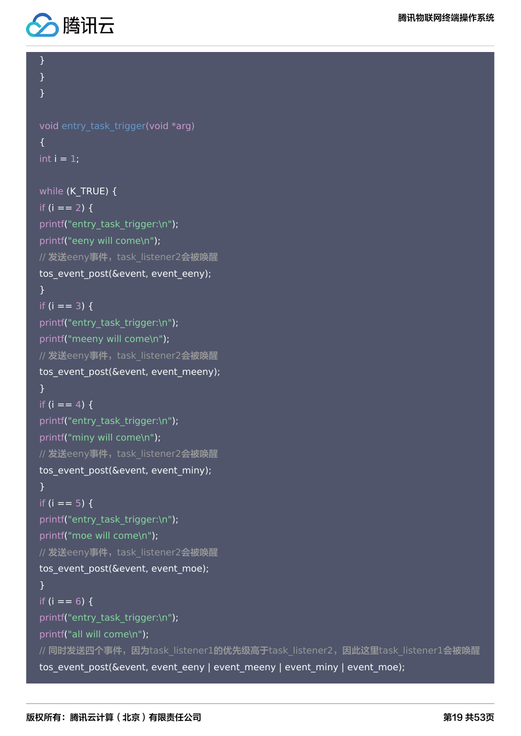```
}
}
}

void entry_task_trigger(void *arg)
{
int i = 1;

while (K_TRUE) {
if (i == 2) {
printf("entry_task_trigger:\n");
printf("eeny will come\n");
// 发送eeny事件，task_listener2会被唤醒
tos_event_post(&event, event_eeny);
}
if (i == 3) {
printf("entry_task_trigger:\n");
printf("meeny will come\n");
// 发送eeny事件，task_listener2会被唤醒
tos_event_post(&event, event_meeny);
}
if (i == 4) {
printf("entry_task_trigger:\n");
printf("miny will come\n");
// 发送eeny事件，task_listener2会被唤醒
tos_event_post(&event, event_miny);
}
if (i == 5) {
printf("entry_task_trigger:\n");
printf("moe will come\n");
// 发送eeny事件，task_listener2会被唤醒
tos_event_post(&event, event_moe);
}
if (i == 6) {
printf("entry_task_trigger:\n");
printf("all will come\n");
// 同时发送四个事件，因为task_listener1的优先级高于task_listener2，因此这里task_listener1会被唤醒
tos_event_post(&event, event_eeny | event_meeny | event_miny | event_moe);
```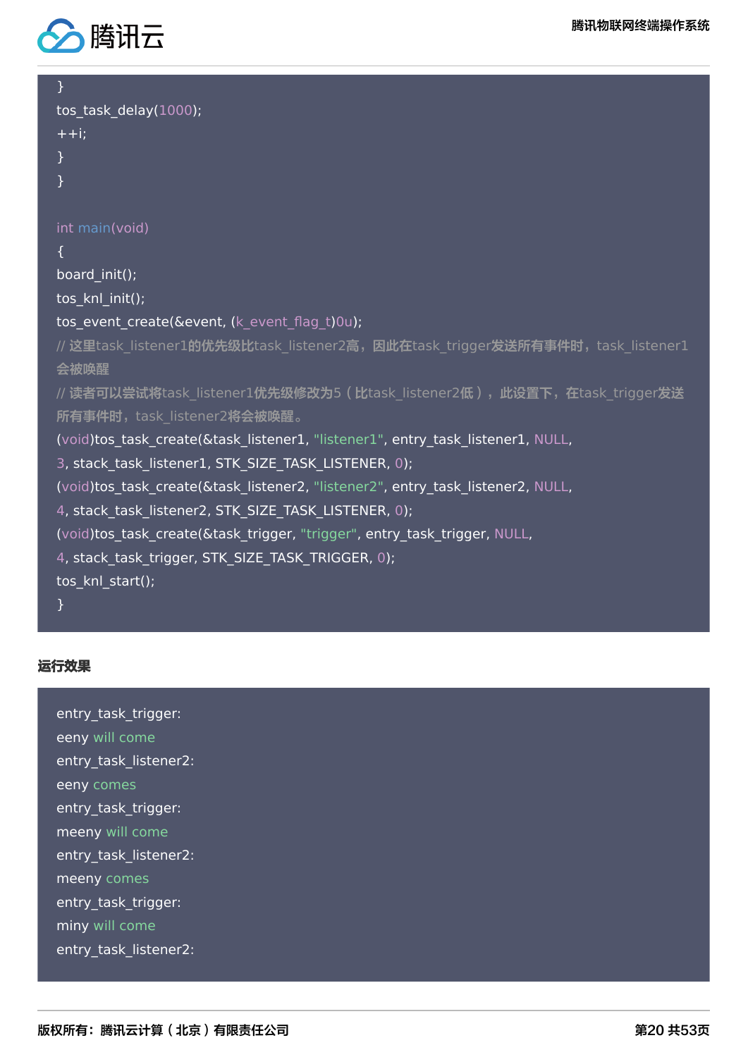```
}
tos_task_delay(1000);
++i;
}
}

int main(void)
{
board_init();
tos_knl_init();
tos_event_create(&event, (k_event_flag_t)0u);
// 这里task_listener1的优先级比task_listener2高，因此在task_trigger发送所有事件时，task_listener1会被唤醒
// 读者可以尝试将task_listener1优先级修改为5（比task_listener2低），此设置下，在task_trigger发送所有事件时，task_listener2将会被唤醒。
(void)tos_task_create(&task_listener1, "listener1", entry_task_listener1, NULL,
3, stack_task_listener1, STK_SIZE_TASK_LISTENER, 0);
(void)tos_task_create(&task_listener2, "listener2", entry_task_listener2, NULL,
4, stack_task_listener2, STK_SIZE_TASK_LISTENER, 0);
(void)tos_task_create(&task_trigger, "trigger", entry_task_trigger, NULL,
4, stack_task_trigger, STK_SIZE_TASK_TRIGGER, 0);
tos_knl_start();
}
```

**运行效果**

```
entry_task_trigger:
eeny will come
entry_task_listener2:
eeny comes
entry_task_trigger:
meeny will come
entry_task_listener2:
meeny comes
entry_task_trigger:
miny will come
entry_task_listener2:
```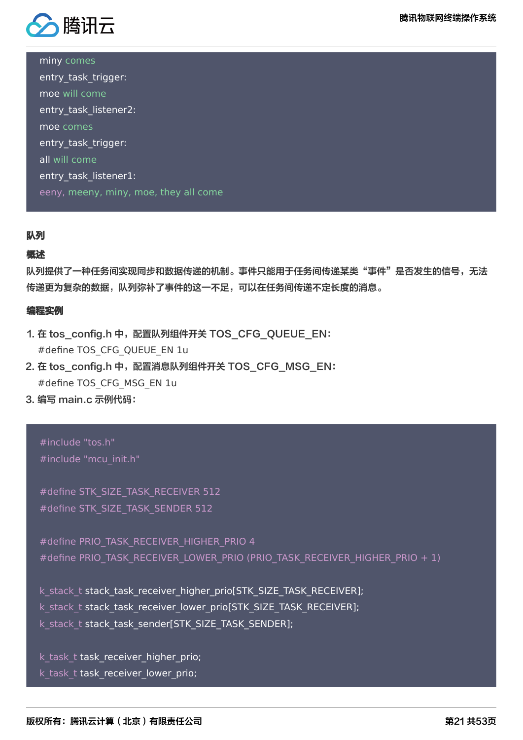```
miny comes
entry_task_trigger:
moe will come
entry_task_listener2:
moe comes
entry_task_trigger:
all will come
entry_task_listener1:
eeny, meeny, miny, moe, they all come
```

**队列**

**概述**

队列提供了一种任务间实现同步和数据传递的机制。事件只能用于任务间传递某类“事件”是否发生的信号，无法传递更为复杂的数据，队列弥补了事件的这一不足，可以在任务间传递不定长度的消息。

**编程实例**

1. 在 tos_config.h 中，配置队列组件开关 TOS_CFG_QUEUE_EN：
   #define TOS_CFG_QUEUE_EN 1u
2. 在 tos_config.h 中，配置消息队列组件开关 TOS_CFG_MSG_EN：
   #define TOS_CFG_MSG_EN 1u
3. 编写 main.c 示例代码：

```
#include "tos.h"
#include "mcu_init.h"

#define STK_SIZE_TASK_RECEIVER 512
#define STK_SIZE_TASK_SENDER 512

#define PRIO_TASK_RECEIVER_HIGHER_PRIO 4
#define PRIO_TASK_RECEIVER_LOWER_PRIO (PRIO_TASK_RECEIVER_HIGHER_PRIO + 1)

k_stack_t stack_task_receiver_higher_prio[STK_SIZE_TASK_RECEIVER];
k_stack_t stack_task_receiver_lower_prio[STK_SIZE_TASK_RECEIVER];
k_stack_t stack_task_sender[STK_SIZE_TASK_SENDER];

k_task_t task_receiver_higher_prio;
k_task_t task_receiver_lower_prio;
```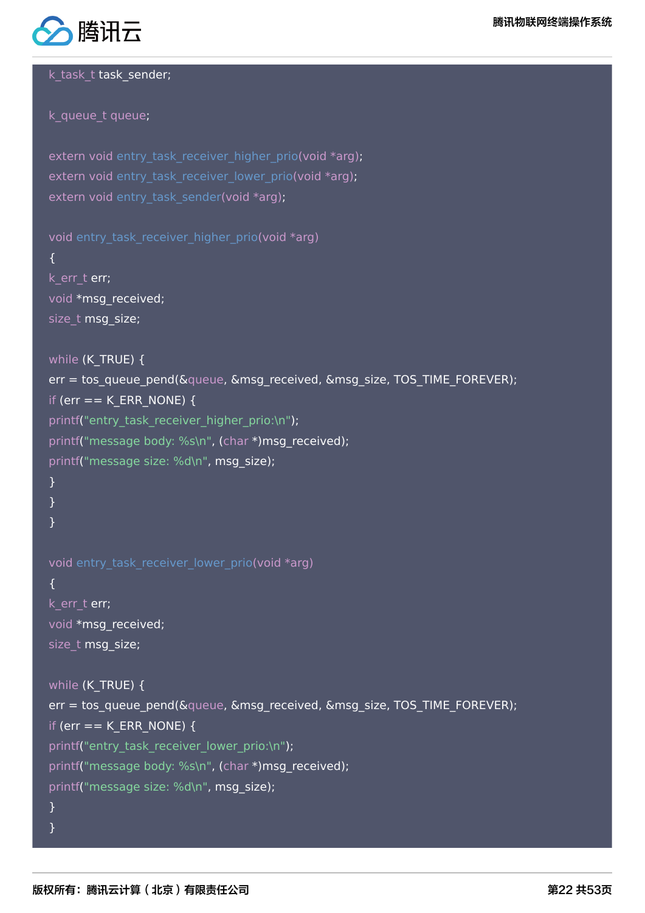```c
k_task_t task_sender;

k_queue_t queue;

extern void entry_task_receiver_higher_prio(void *arg);
extern void entry_task_receiver_lower_prio(void *arg);
extern void entry_task_sender(void *arg);

void entry_task_receiver_higher_prio(void *arg)
{
k_err_t err;
void *msg_received;
size_t msg_size;

while (K_TRUE) {
err = tos_queue_pend(&queue, &msg_received, &msg_size, TOS_TIME_FOREVER);
if (err == K_ERR_NONE) {
printf("entry_task_receiver_higher_prio:\n");
printf("message body: %s\n", (char *)msg_received);
printf("message size: %d\n", msg_size);
}
}
}

void entry_task_receiver_lower_prio(void *arg)
{
k_err_t err;
void *msg_received;
size_t msg_size;

while (K_TRUE) {
err = tos_queue_pend(&queue, &msg_received, &msg_size, TOS_TIME_FOREVER);
if (err == K_ERR_NONE) {
printf("entry_task_receiver_lower_prio:\n");
printf("message body: %s\n", (char *)msg_received);
printf("message size: %d\n", msg_size);
}
}
```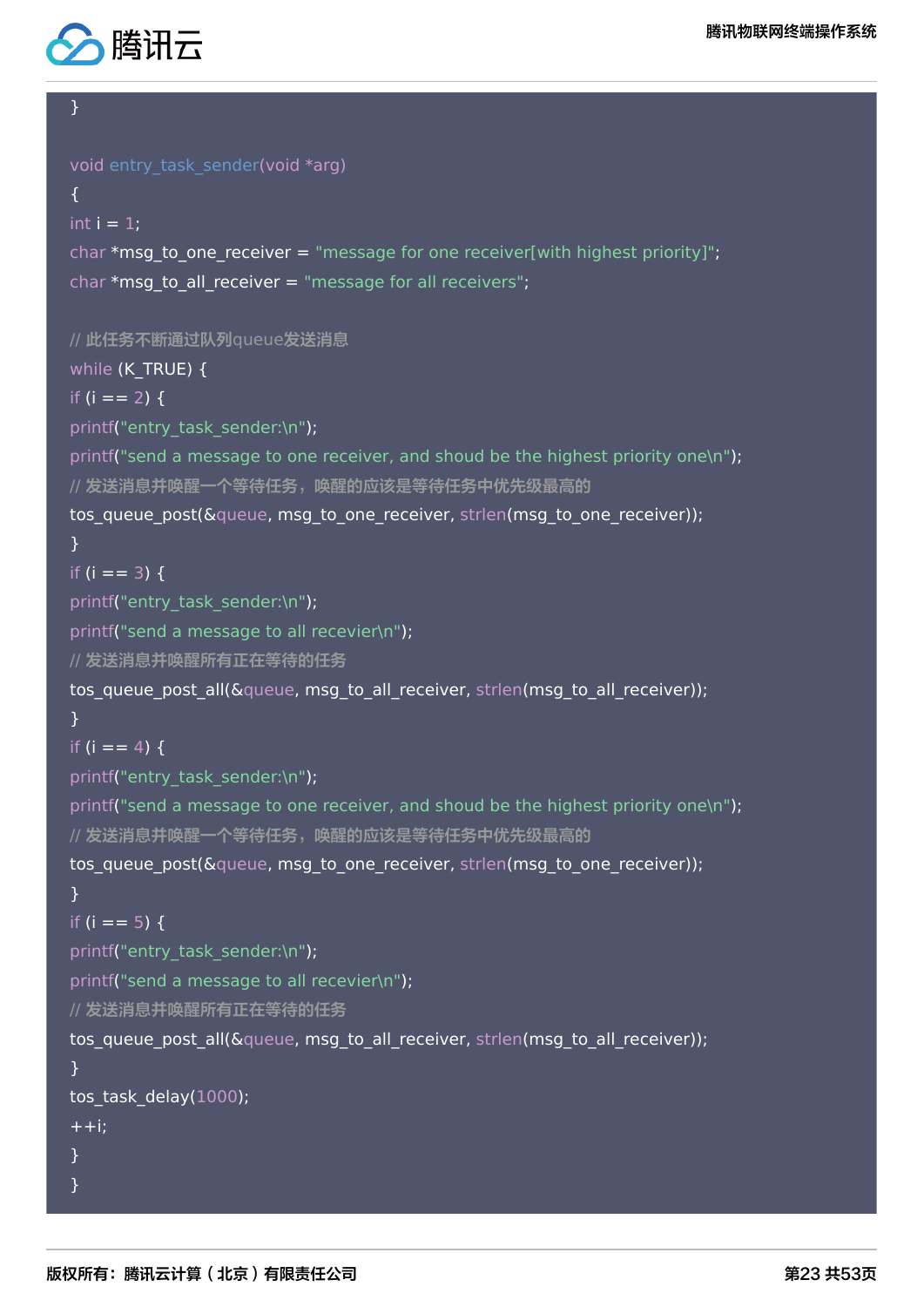```c
}

void entry_task_sender(void *arg)
{
int i = 1;
char *msg_to_one_receiver = "message for one receiver[with highest priority]";
char *msg_to_all_receiver = "message for all receivers";

// 此任务不断通过队列queue发送消息
while (K_TRUE) {
if (i == 2) {
printf("entry_task_sender:\n");
printf("send a message to one receiver, and shoud be the highest priority one\n");
// 发送消息并唤醒一个等待任务，唤醒的应该是等待任务中优先级最高的
tos_queue_post(&queue, msg_to_one_receiver, strlen(msg_to_one_receiver));
}
if (i == 3) {
printf("entry_task_sender:\n");
printf("send a message to all recevier\n");
// 发送消息并唤醒所有正在等待的任务
tos_queue_post_all(&queue, msg_to_all_receiver, strlen(msg_to_all_receiver));
}
if (i == 4) {
printf("entry_task_sender:\n");
printf("send a message to one receiver, and shoud be the highest priority one\n");
// 发送消息并唤醒一个等待任务，唤醒的应该是等待任务中优先级最高的
tos_queue_post(&queue, msg_to_one_receiver, strlen(msg_to_one_receiver));
}
if (i == 5) {
printf("entry_task_sender:\n");
printf("send a message to all recevier\n");
// 发送消息并唤醒所有正在等待的任务
tos_queue_post_all(&queue, msg_to_all_receiver, strlen(msg_to_all_receiver));
}
tos_task_delay(1000);
++i;
}
}
```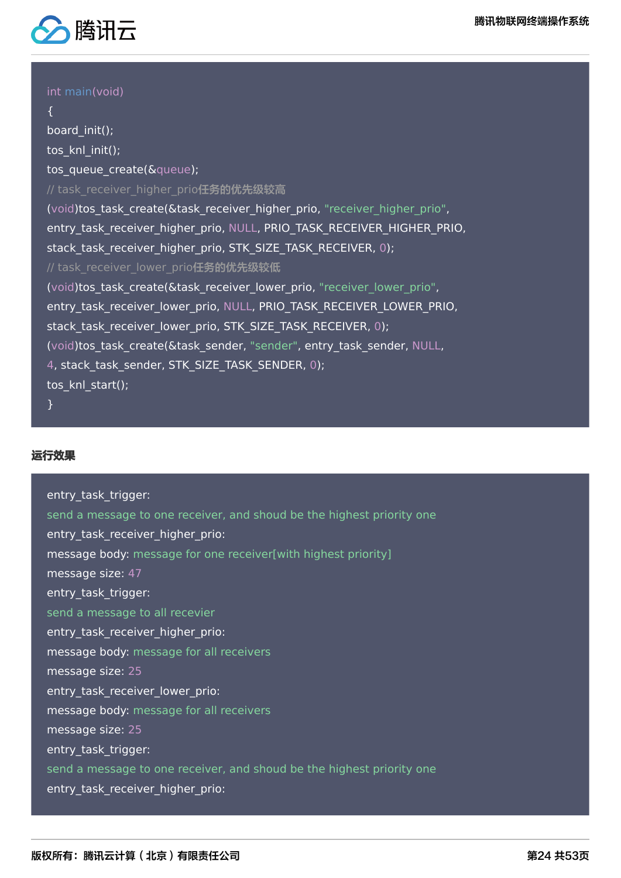```
int main(void)
{
board_init();
tos_knl_init();
tos_queue_create(&queue);
// task_receiver_higher_prio任务的优先级较高
(void)tos_task_create(&task_receiver_higher_prio, "receiver_higher_prio",
entry_task_receiver_higher_prio, NULL, PRIO_TASK_RECEIVER_HIGHER_PRIO,
stack_task_receiver_higher_prio, STK_SIZE_TASK_RECEIVER, 0);
// task_receiver_lower_prio任务的优先级较低
(void)tos_task_create(&task_receiver_lower_prio, "receiver_lower_prio",
entry_task_receiver_lower_prio, NULL, PRIO_TASK_RECEIVER_LOWER_PRIO,
stack_task_receiver_lower_prio, STK_SIZE_TASK_RECEIVER, 0);
(void)tos_task_create(&task_sender, "sender", entry_task_sender, NULL,
4, stack_task_sender, STK_SIZE_TASK_SENDER, 0);
tos_knl_start();
}
```

**运行效果**

```
entry_task_trigger:
send a message to one receiver, and shoud be the highest priority one
entry_task_receiver_higher_prio:
message body: message for one receiver[with highest priority]
message size: 47
entry_task_trigger:
send a message to all recevier
entry_task_receiver_higher_prio:
message body: message for all receivers
message size: 25
entry_task_receiver_lower_prio:
message body: message for all receivers
message size: 25
entry_task_trigger:
send a message to one receiver, and shoud be the highest priority one
entry_task_receiver_higher_prio:
```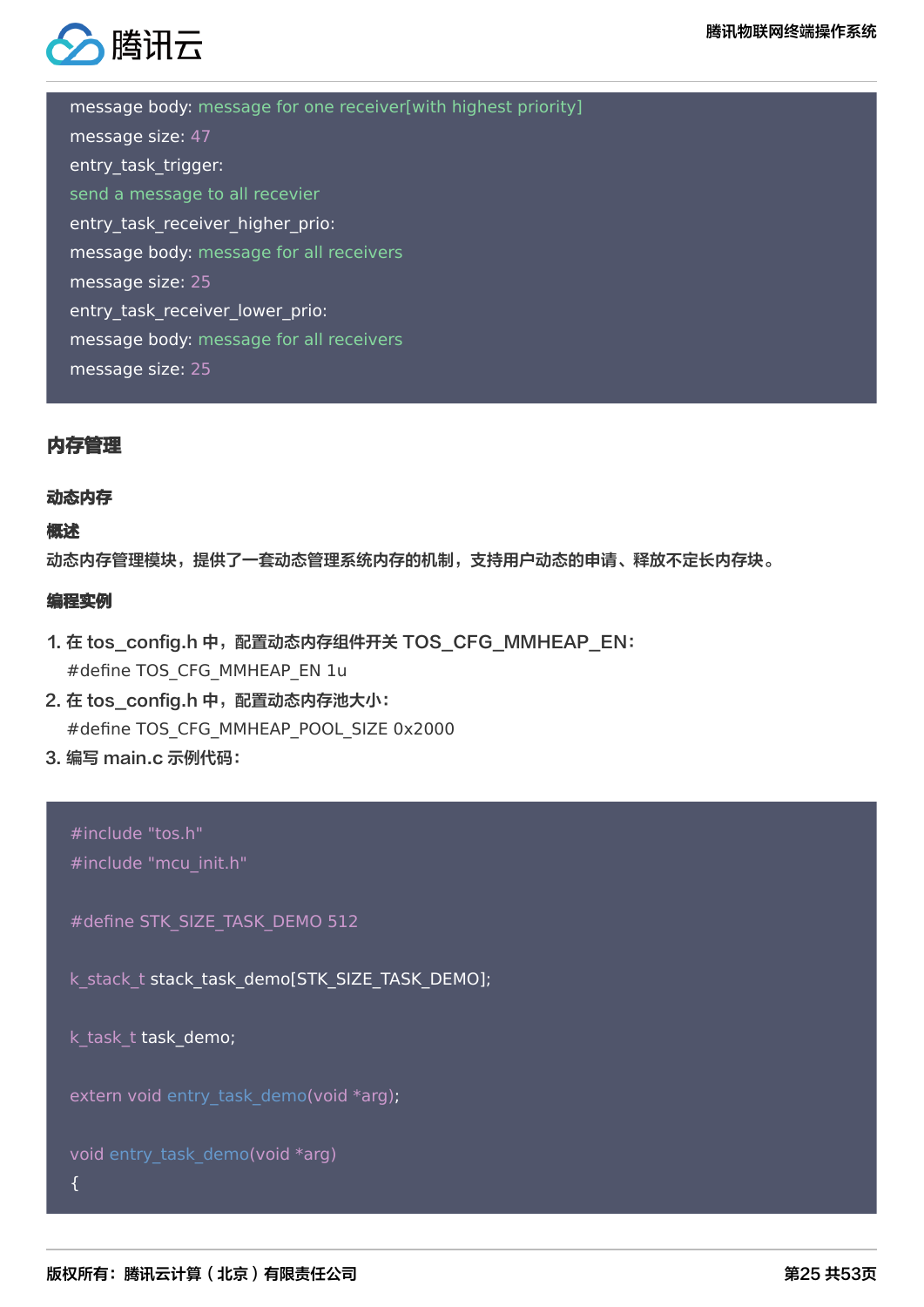```
message body: message for one receiver[with highest priority]
message size: 47
entry_task_trigger:
send a message to all recevier
entry_task_receiver_higher_prio:
message body: message for all receivers
message size: 25
entry_task_receiver_lower_prio:
message body: message for all receivers
message size: 25
```

## 内存管理

### 动态内存

#### 概述

动态内存管理模块，提供了一套动态管理系统内存的机制，支持用户动态的申请、释放不定长内存块。

#### 编程实例

1. 在 tos_config.h 中，配置动态内存组件开关 TOS_CFG_MMHEAP_EN：

   #define TOS_CFG_MMHEAP_EN 1u

2. 在 tos_config.h 中，配置动态内存池大小：

   #define TOS_CFG_MMHEAP_POOL_SIZE 0x2000

3. 编写 main.c 示例代码：

```
#include "tos.h"
#include "mcu_init.h"

#define STK_SIZE_TASK_DEMO 512

k_stack_t stack_task_demo[STK_SIZE_TASK_DEMO];

k_task_t task_demo;

extern void entry_task_demo(void *arg);

void entry_task_demo(void *arg)
{
```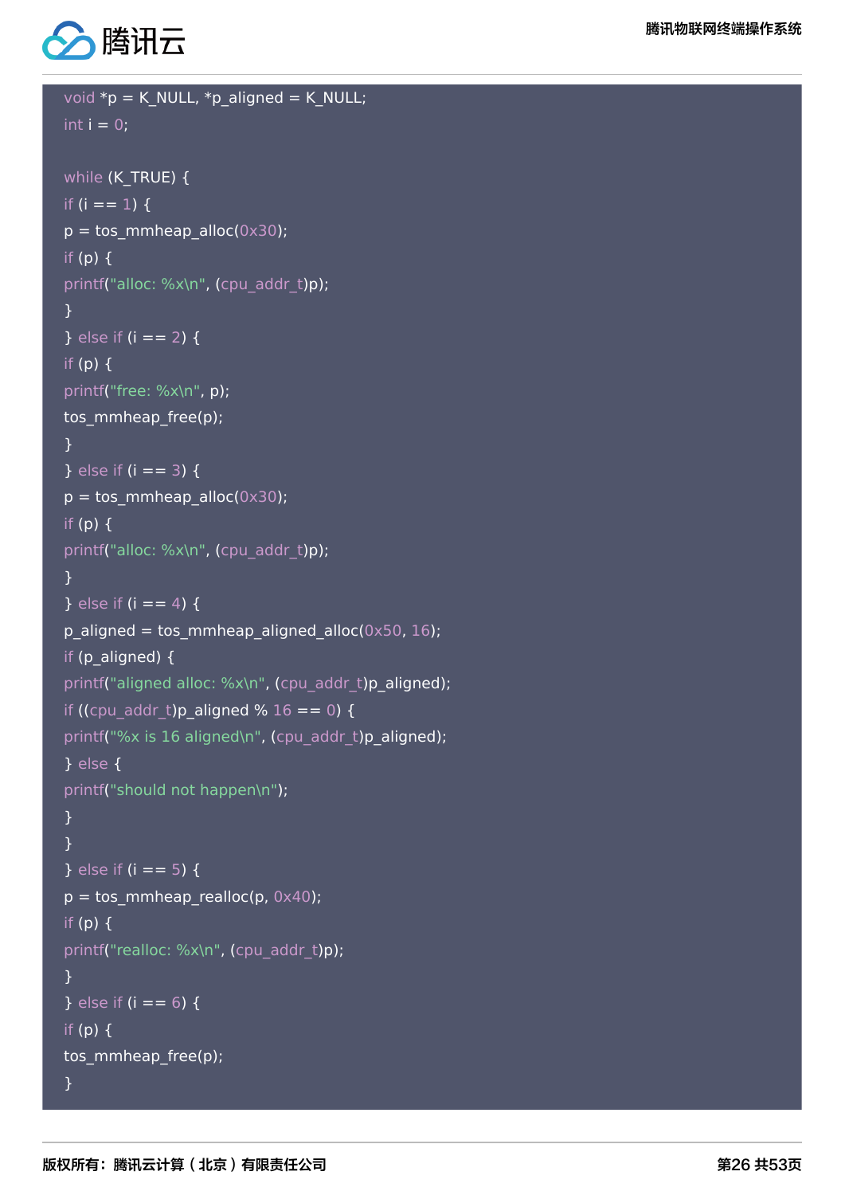```
void *p = K_NULL, *p_aligned = K_NULL;
int i = 0;

while (K_TRUE) {
if (i == 1) {
p = tos_mmheap_alloc(0x30);
if (p) {
printf("alloc: %x\n", (cpu_addr_t)p);
}
} else if (i == 2) {
if (p) {
printf("free: %x\n", p);
tos_mmheap_free(p);
}
} else if (i == 3) {
p = tos_mmheap_alloc(0x30);
if (p) {
printf("alloc: %x\n", (cpu_addr_t)p);
}
} else if (i == 4) {
p_aligned = tos_mmheap_aligned_alloc(0x50, 16);
if (p_aligned) {
printf("aligned alloc: %x\n", (cpu_addr_t)p_aligned);
if ((cpu_addr_t)p_aligned % 16 == 0) {
printf("%x is 16 aligned\n", (cpu_addr_t)p_aligned);
} else {
printf("should not happen\n");
}
}
} else if (i == 5) {
p = tos_mmheap_realloc(p, 0x40);
if (p) {
printf("realloc: %x\n", (cpu_addr_t)p);
}
} else if (i == 6) {
if (p) {
tos_mmheap_free(p);
}
```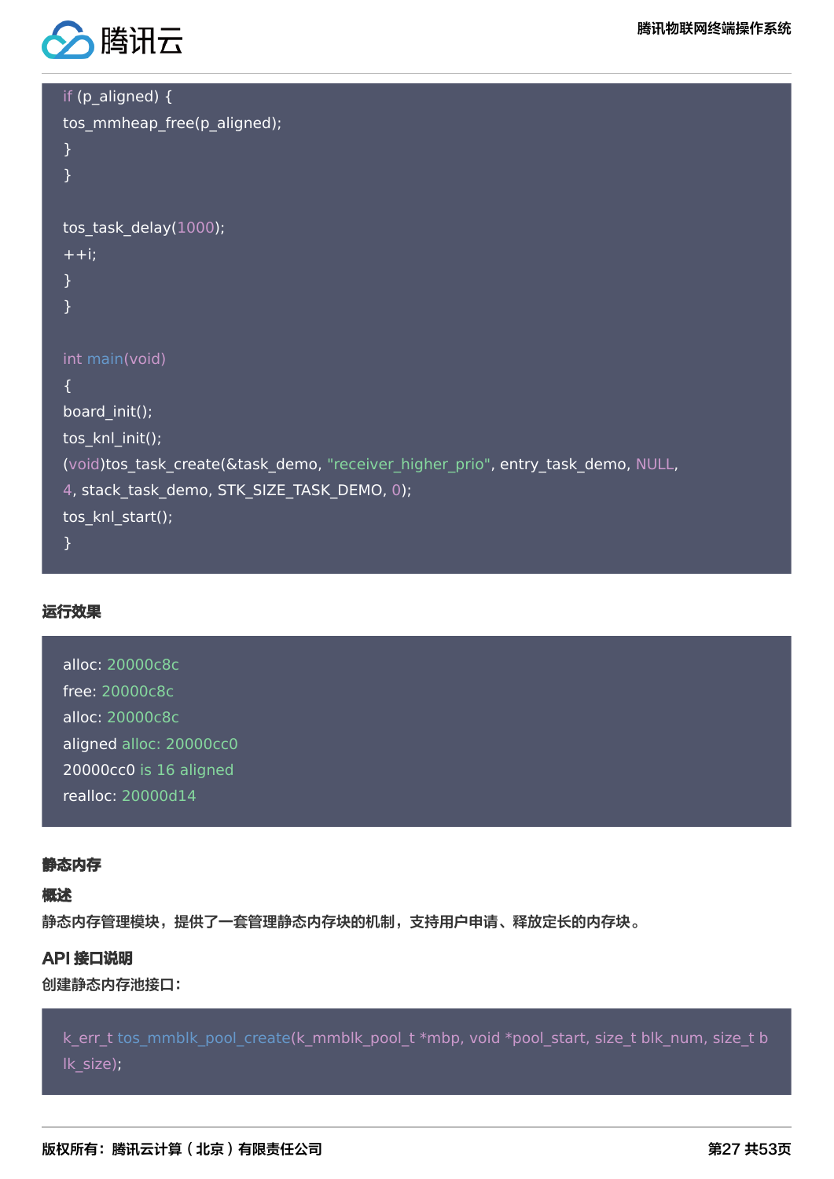```
if (p_aligned) {
tos_mmheap_free(p_aligned);
}
}

tos_task_delay(1000);
++i;
}
}

int main(void)
{
board_init();
tos_knl_init();
(void)tos_task_create(&task_demo, "receiver_higher_prio", entry_task_demo, NULL,
4, stack_task_demo, STK_SIZE_TASK_DEMO, 0);
tos_knl_start();
}
```

**运行效果**

```
alloc: 20000c8c
free: 20000c8c
alloc: 20000c8c
aligned alloc: 20000cc0
20000cc0 is 16 aligned
realloc: 20000d14
```

### 静态内存

#### 概述

静态内存管理模块，提供了一套管理静态内存块的机制，支持用户申请、释放定长的内存块。

#### API 接口说明

创建静态内存池接口：

```
k_err_t tos_mmblk_pool_create(k_mmblk_pool_t *mbp, void *pool_start, size_t blk_num, size_t blk_size);
```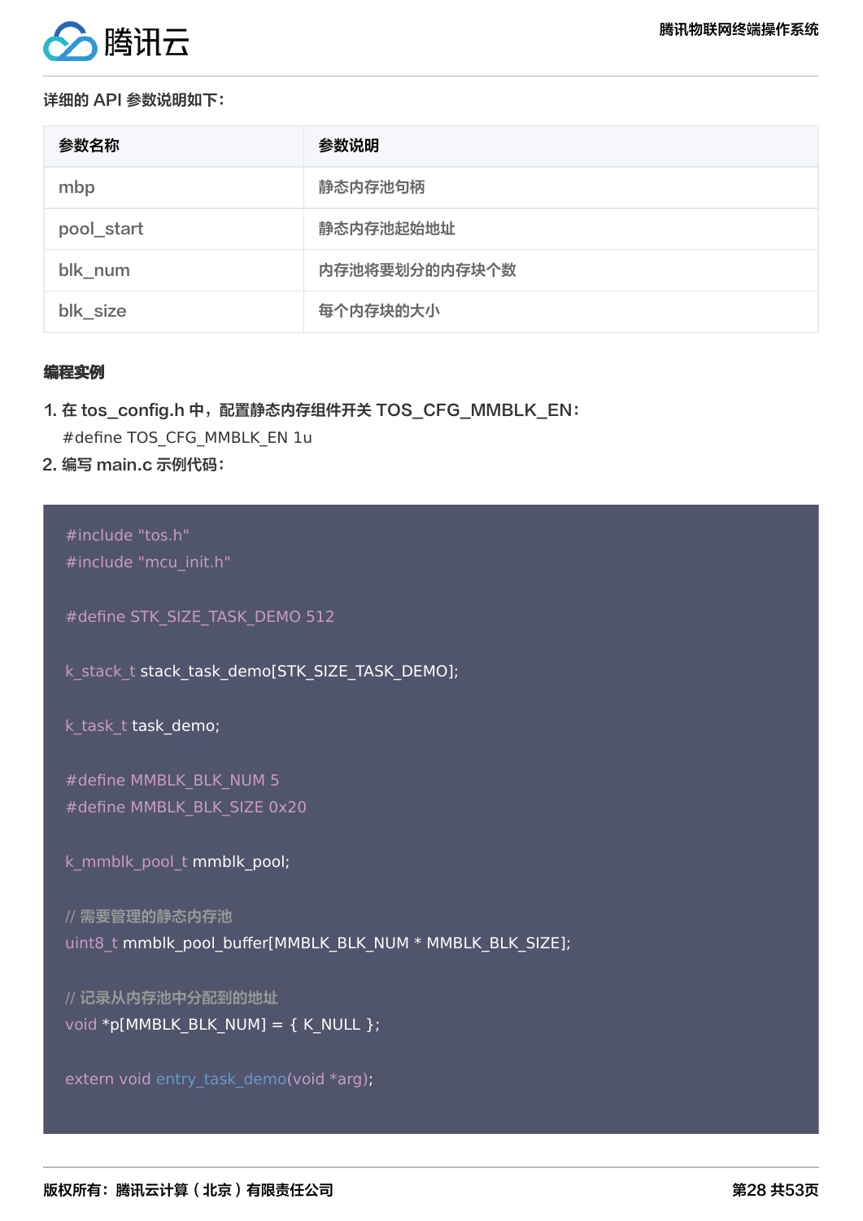详细的 API 参数说明如下：

| 参数名称 | 参数说明 |
| --- | --- |
| mbp | 静态内存池句柄 |
| pool_start | 静态内存池起始地址 |
| blk_num | 内存池将要划分的内存块个数 |
| blk_size | 每个内存块的大小 |

**编程实例**

1. 在 tos_config.h 中，配置静态内存组件开关 TOS_CFG_MMBLK_EN：
   #define TOS_CFG_MMBLK_EN 1u
2. 编写 main.c 示例代码：

```
#include "tos.h"
#include "mcu_init.h"

#define STK_SIZE_TASK_DEMO 512

k_stack_t stack_task_demo[STK_SIZE_TASK_DEMO];

k_task_t task_demo;

#define MMBLK_BLK_NUM 5
#define MMBLK_BLK_SIZE 0x20

k_mmblk_pool_t mmblk_pool;

// 需要管理的静态内存池
uint8_t mmblk_pool_buffer[MMBLK_BLK_NUM * MMBLK_BLK_SIZE];

// 记录从内存池中分配到的地址
void *p[MMBLK_BLK_NUM] = { K_NULL };

extern void entry_task_demo(void *arg);
```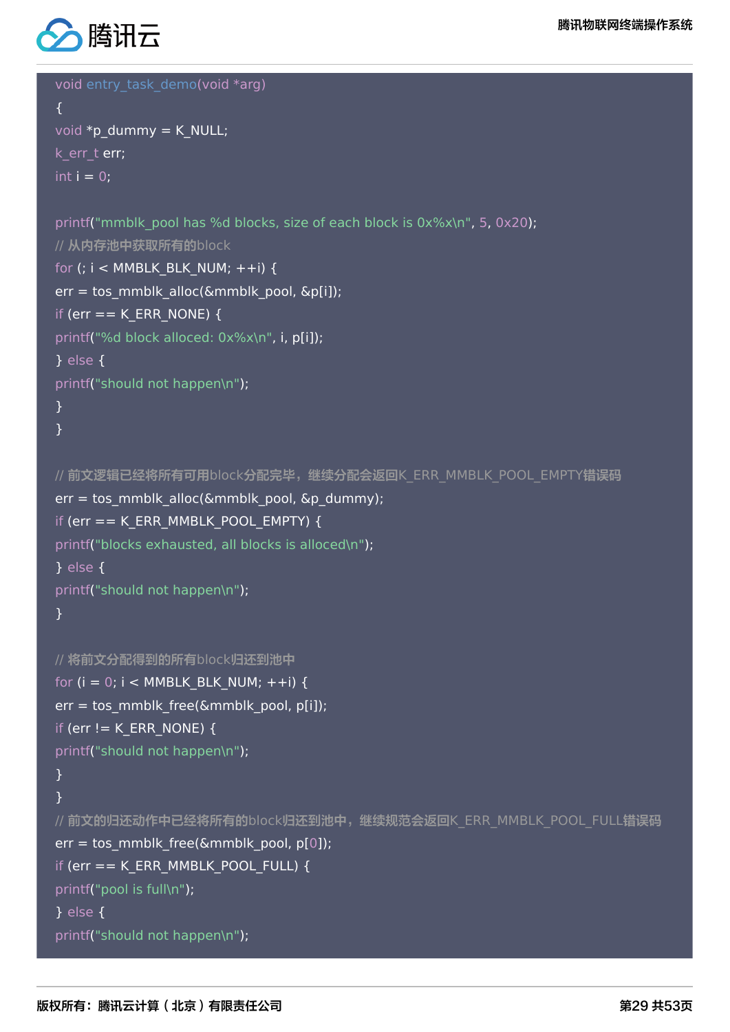```
void entry_task_demo(void *arg)
{
void *p_dummy = K_NULL;
k_err_t err;
int i = 0;

printf("mmblk_pool has %d blocks, size of each block is 0x%x\n", 5, 0x20);
// 从内存池中获取所有的block
for (; i < MMBLK_BLK_NUM; ++i) {
err = tos_mmblk_alloc(&mmblk_pool, &p[i]);
if (err == K_ERR_NONE) {
printf("%d block alloced: 0x%x\n", i, p[i]);
} else {
printf("should not happen\n");
}
}

// 前文逻辑已经将所有可用block分配完毕，继续分配会返回K_ERR_MMBLK_POOL_EMPTY错误码
err = tos_mmblk_alloc(&mmblk_pool, &p_dummy);
if (err == K_ERR_MMBLK_POOL_EMPTY) {
printf("blocks exhausted, all blocks is alloced\n");
} else {
printf("should not happen\n");
}

// 将前文分配得到的所有block归还到池中
for (i = 0; i < MMBLK_BLK_NUM; ++i) {
err = tos_mmblk_free(&mmblk_pool, p[i]);
if (err != K_ERR_NONE) {
printf("should not happen\n");
}
}
// 前文的归还动作中已经将所有的block归还到池中，继续规范会返回K_ERR_MMBLK_POOL_FULL错误码
err = tos_mmblk_free(&mmblk_pool, p[0]);
if (err == K_ERR_MMBLK_POOL_FULL) {
printf("pool is full\n");
} else {
printf("should not happen\n");
```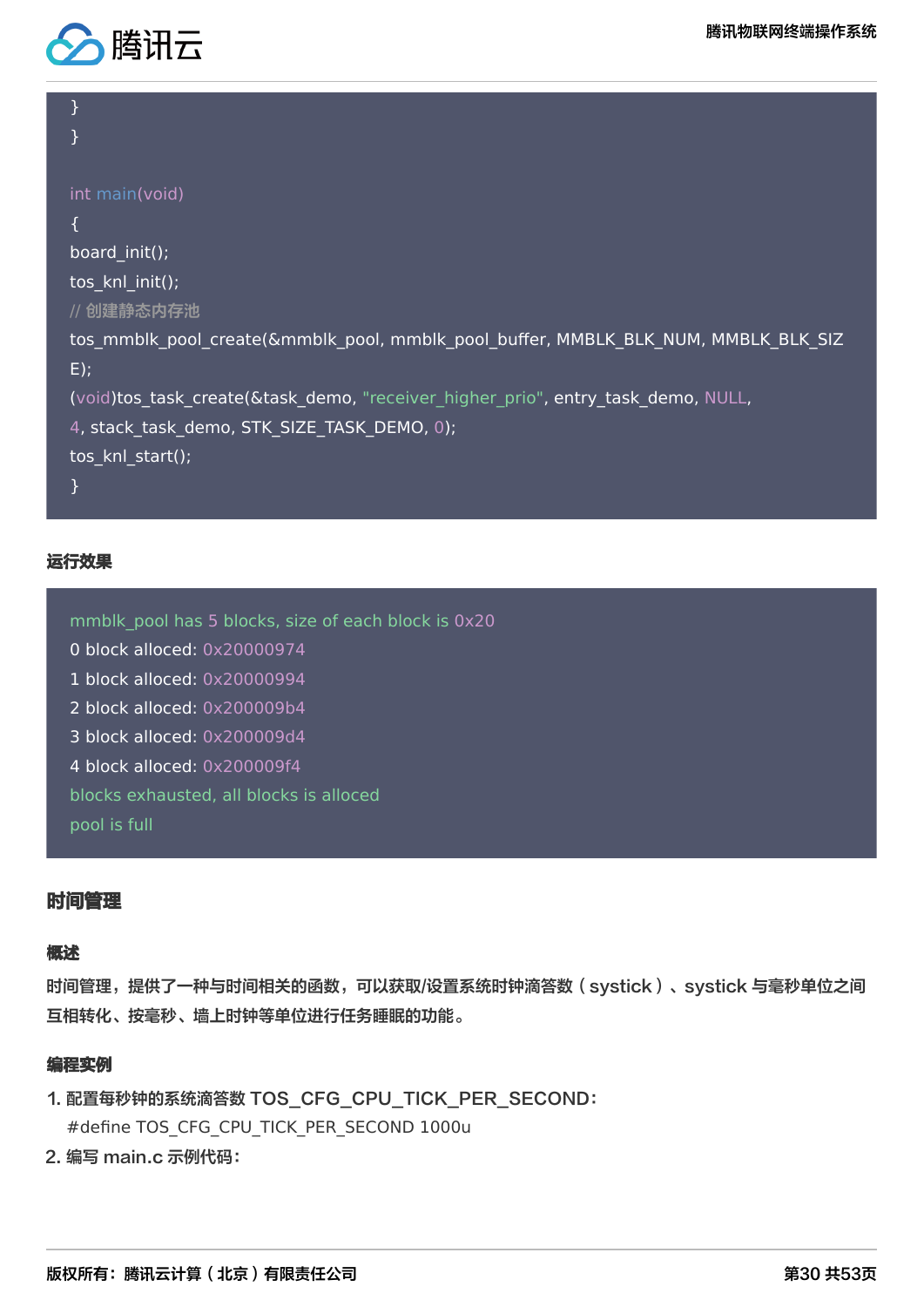```
    }
}

int main(void)
{
board_init();
tos_knl_init();
// 创建静态内存池
tos_mmblk_pool_create(&mmblk_pool, mmblk_pool_buffer, MMBLK_BLK_NUM, MMBLK_BLK_SIZE);
(void)tos_task_create(&task_demo, "receiver_higher_prio", entry_task_demo, NULL,
4, stack_task_demo, STK_SIZE_TASK_DEMO, 0);
tos_knl_start();
}
```

**运行效果**

```
mmblk_pool has 5 blocks, size of each block is 0x20
0 block alloced: 0x20000974
1 block alloced: 0x20000994
2 block alloced: 0x200009b4
3 block alloced: 0x200009d4
4 block alloced: 0x200009f4
blocks exhausted, all blocks is alloced
pool is full
```

## 时间管理

### 概述

时间管理，提供了一种与时间相关的函数，可以获取/设置系统时钟滴答数（systick）、systick 与毫秒单位之间互相转化、按毫秒、墙上时钟等单位进行任务睡眠的功能。

### 编程实例

1. 配置每秒钟的系统滴答数 TOS_CFG_CPU_TICK_PER_SECOND：
   #define TOS_CFG_CPU_TICK_PER_SECOND 1000u
2. 编写 main.c 示例代码：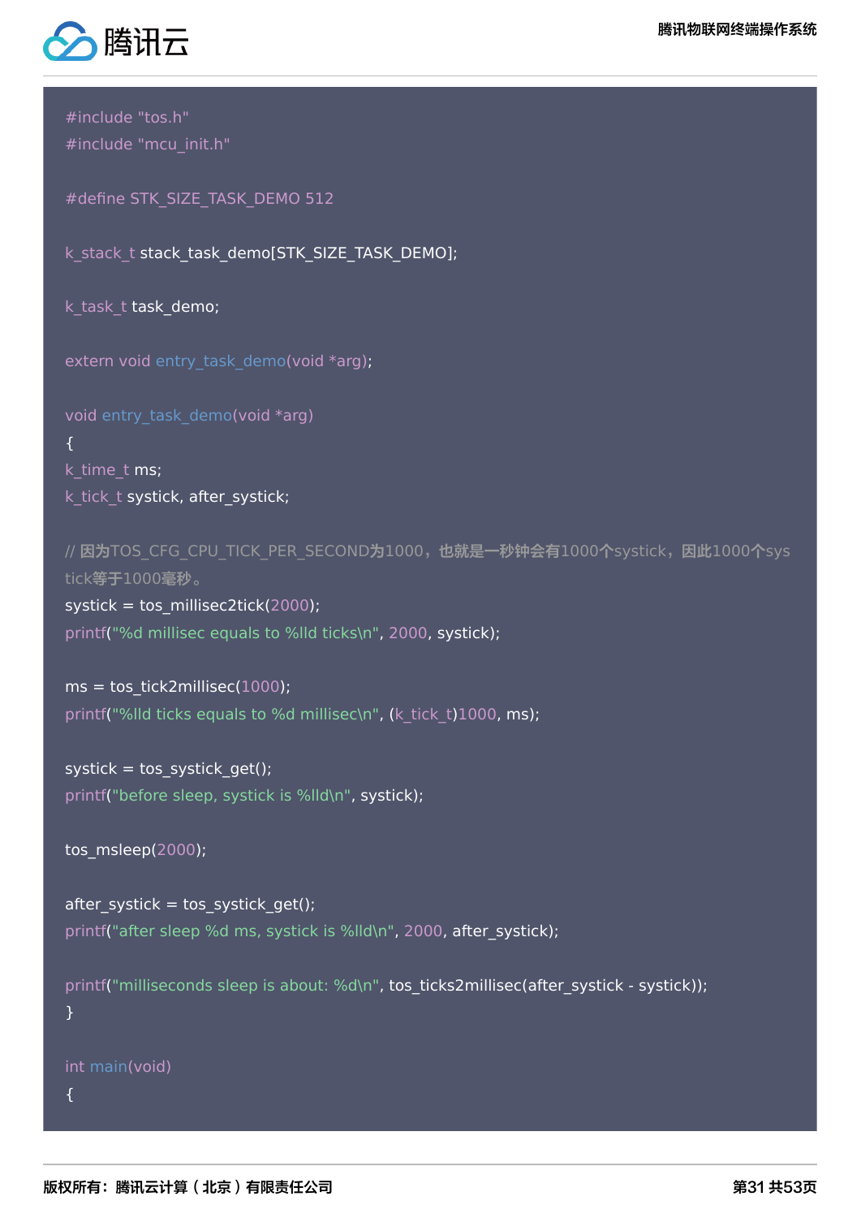```c
#include "tos.h"
#include "mcu_init.h"

#define STK_SIZE_TASK_DEMO 512

k_stack_t stack_task_demo[STK_SIZE_TASK_DEMO];

k_task_t task_demo;

extern void entry_task_demo(void *arg);

void entry_task_demo(void *arg)
{
k_time_t ms;
k_tick_t systick, after_systick;

// 因为TOS_CFG_CPU_TICK_PER_SECOND为1000，也就是一秒钟会有1000个systick，因此1000个systick等于1000毫秒。
systick = tos_millisec2tick(2000);
printf("%d millisec equals to %lld ticks\n", 2000, systick);

ms = tos_tick2millisec(1000);
printf("%lld ticks equals to %d millisec\n", (k_tick_t)1000, ms);

systick = tos_systick_get();
printf("before sleep, systick is %lld\n", systick);

tos_msleep(2000);

after_systick = tos_systick_get();
printf("after sleep %d ms, systick is %lld\n", 2000, after_systick);

printf("milliseconds sleep is about: %d\n", tos_ticks2millisec(after_systick - systick));
}

int main(void)
{
```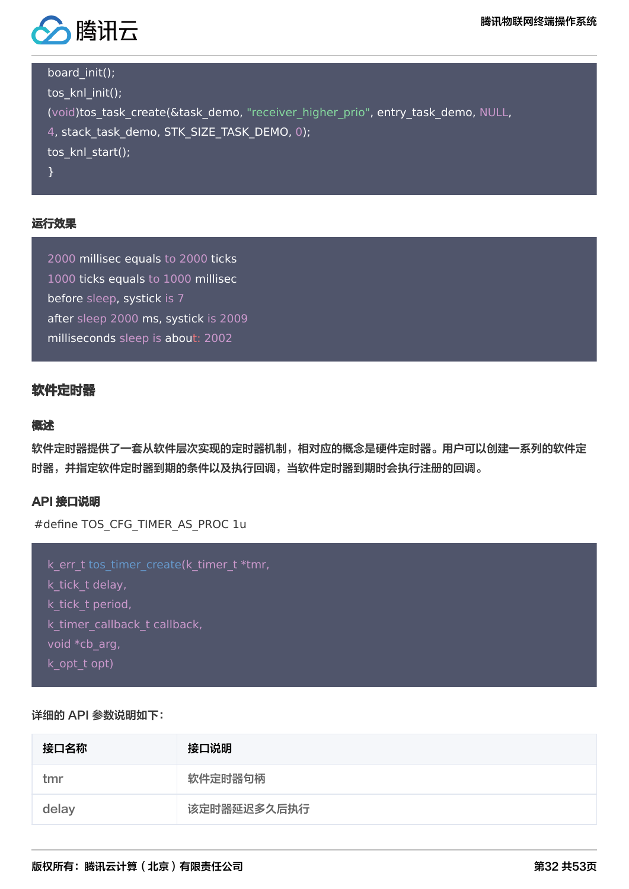```
board_init();
tos_knl_init();
(void)tos_task_create(&task_demo, "receiver_higher_prio", entry_task_demo, NULL,
4, stack_task_demo, STK_SIZE_TASK_DEMO, 0);
tos_knl_start();
}
```

#### 运行效果

```
2000 millisec equals to 2000 ticks
1000 ticks equals to 1000 millisec
before sleep, systick is 7
after sleep 2000 ms, systick is 2009
milliseconds sleep is about: 2002
```

### 软件定时器

#### 概述

软件定时器提供了一套从软件层次实现的定时器机制，相对应的概念是硬件定时器。用户可以创建一系列的软件定时器，并指定软件定时器到期的条件以及执行回调，当软件定时器到期时会执行注册的回调。

#### API 接口说明

#define TOS_CFG_TIMER_AS_PROC 1u

```
k_err_t tos_timer_create(k_timer_t *tmr,
k_tick_t delay,
k_tick_t period,
k_timer_callback_t callback,
void *cb_arg,
k_opt_t opt)
```

详细的 API 参数说明如下：

| 接口名称 | 接口说明 |
| --- | --- |
| tmr | 软件定时器句柄 |
| delay | 该定时器延迟多久后执行 |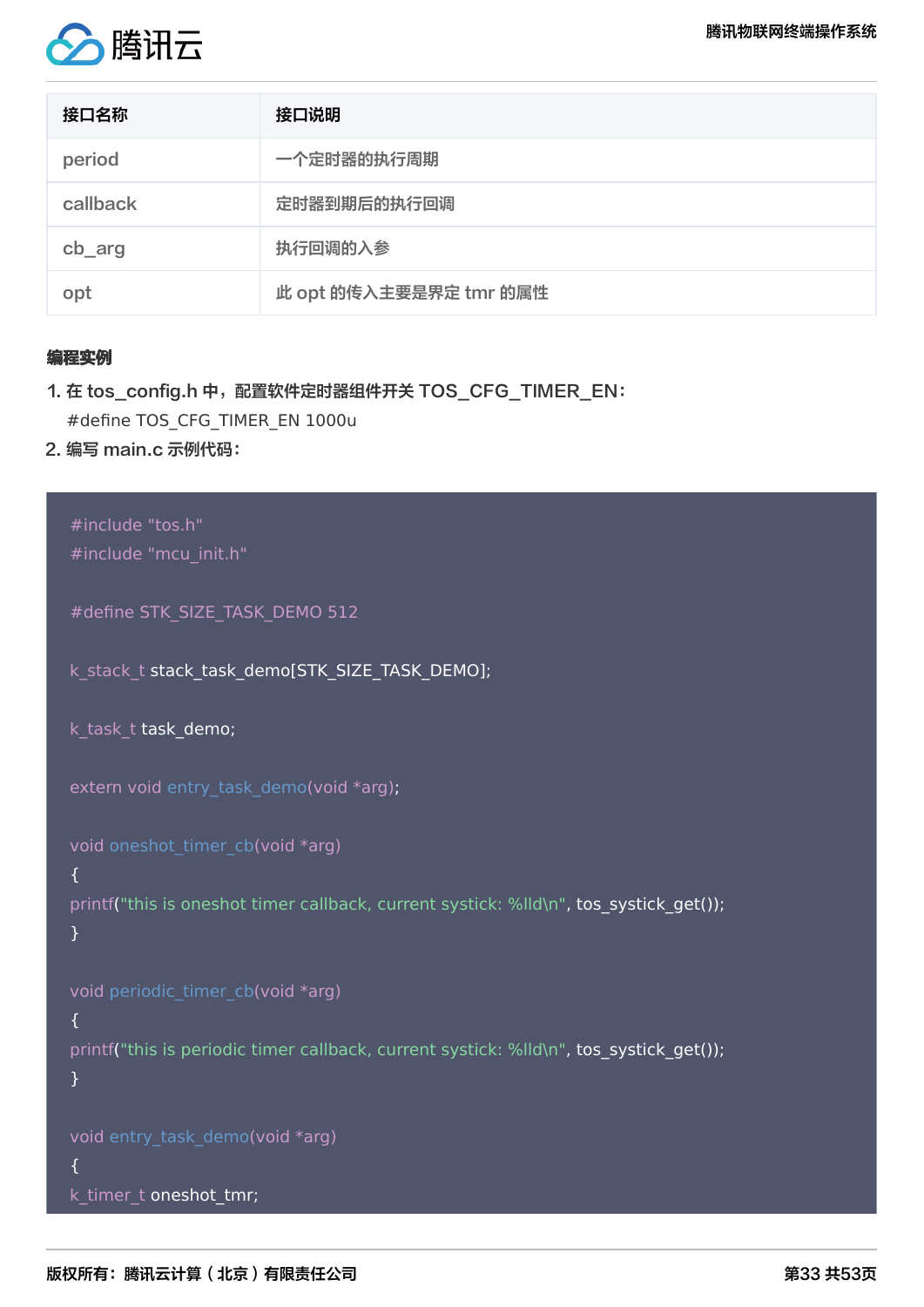| 接口名称 | 接口说明 |
| --- | --- |
| period | 一个定时器的执行周期 |
| callback | 定时器到期后的执行回调 |
| cb_arg | 执行回调的入参 |
| opt | 此 opt 的传入主要是界定 tmr 的属性 |

**编程实例**

1. 在 tos_config.h 中，配置软件定时器组件开关 TOS_CFG_TIMER_EN：
   #define TOS_CFG_TIMER_EN 1000u
2. 编写 main.c 示例代码：

```
#include "tos.h"
#include "mcu_init.h"

#define STK_SIZE_TASK_DEMO 512

k_stack_t stack_task_demo[STK_SIZE_TASK_DEMO];

k_task_t task_demo;

extern void entry_task_demo(void *arg);

void oneshot_timer_cb(void *arg)
{
printf("this is oneshot timer callback, current systick: %lld\n", tos_systick_get());
}

void periodic_timer_cb(void *arg)
{
printf("this is periodic timer callback, current systick: %lld\n", tos_systick_get());
}

void entry_task_demo(void *arg)
{
k_timer_t oneshot_tmr;
```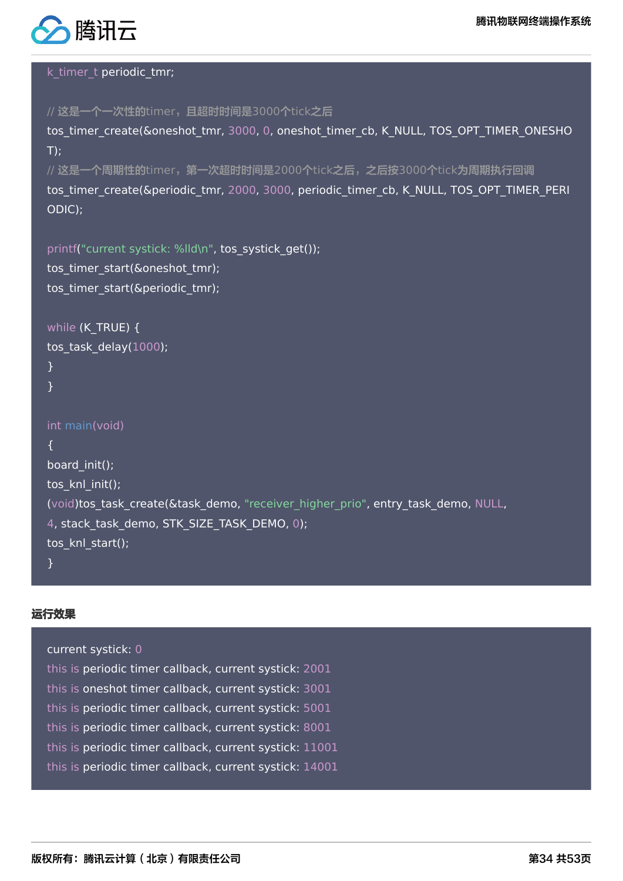```
k_timer_t periodic_tmr;

// 这是一个一次性的timer，且超时时间是3000个tick之后
tos_timer_create(&oneshot_tmr, 3000, 0, oneshot_timer_cb, K_NULL, TOS_OPT_TIMER_ONESHOT);
// 这是一个周期性的timer，第一次超时时间是2000个tick之后，之后按3000个tick为周期执行回调
tos_timer_create(&periodic_tmr, 2000, 3000, periodic_timer_cb, K_NULL, TOS_OPT_TIMER_PERIODIC);

printf("current systick: %lld\n", tos_systick_get());
tos_timer_start(&oneshot_tmr);
tos_timer_start(&periodic_tmr);

while (K_TRUE) {
tos_task_delay(1000);
}
}

int main(void)
{
board_init();
tos_knl_init();
(void)tos_task_create(&task_demo, "receiver_higher_prio", entry_task_demo, NULL,
4, stack_task_demo, STK_SIZE_TASK_DEMO, 0);
tos_knl_start();
}
```

**运行效果**

```
current systick: 0
this is periodic timer callback, current systick: 2001
this is oneshot timer callback, current systick: 3001
this is periodic timer callback, current systick: 5001
this is periodic timer callback, current systick: 8001
this is periodic timer callback, current systick: 11001
this is periodic timer callback, current systick: 14001
```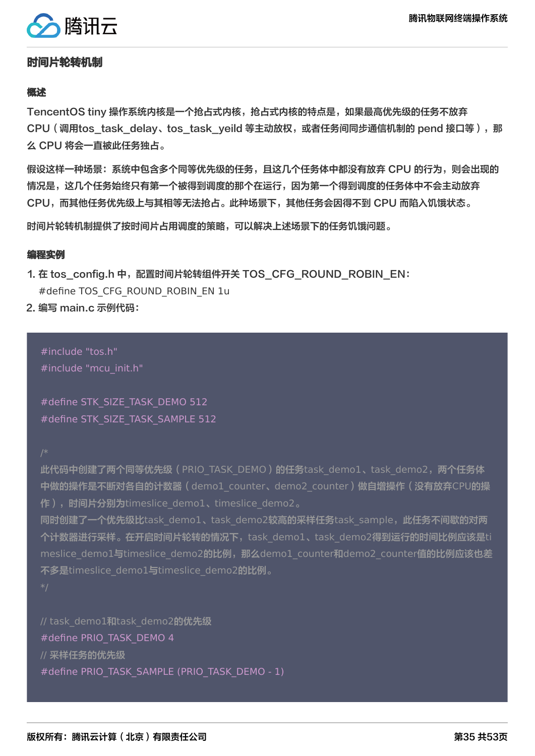## 时间片轮转机制

### 概述

TencentOS tiny 操作系统内核是一个抢占式内核，抢占式内核的特点是，如果最高优先级的任务不放弃 CPU（调用tos_task_delay、tos_task_yeild 等主动放权，或者任务间同步通信机制的 pend 接口等），那么 CPU 将会一直被此任务独占。

假设这样一种场景：系统中包含多个同等优先级的任务，且这几个任务体中都没有放弃 CPU 的行为，则会出现的情况是，这几个任务始终只有第一个被得到调度的那个在运行，因为第一个得到调度的任务体中不会主动放弃 CPU，而其他任务优先级上与其相等无法抢占。此种场景下，其他任务会因得不到 CPU 而陷入饥饿状态。

时间片轮转机制提供了按时间片占用调度的策略，可以解决上述场景下的任务饥饿问题。

### 编程实例

1. 在 tos_config.h 中，配置时间片轮转组件开关 TOS_CFG_ROUND_ROBIN_EN：
   #define TOS_CFG_ROUND_ROBIN_EN 1u
2. 编写 main.c 示例代码：

```c
#include "tos.h"
#include "mcu_init.h"

#define STK_SIZE_TASK_DEMO 512
#define STK_SIZE_TASK_SAMPLE 512

/*
此代码中创建了两个同等优先级（PRIO_TASK_DEMO）的任务task_demo1、task_demo2，两个任务体中做的操作是不断对各自的计数器（demo1_counter、demo2_counter）做自增操作（没有放弃CPU的操作），时间片分别为timeslice_demo1、timeslice_demo2。
同时创建了一个优先级比task_demo1、task_demo2较高的采样任务task_sample，此任务不间歇的对两个计数器进行采样。在开启时间片轮转的情况下，task_demo1、task_demo2得到运行的时间比例应该是timeslice_demo1与timeslice_demo2的比例，那么demo1_counter和demo2_counter值的比例应该也差不多是timeslice_demo1与timeslice_demo2的比例。
*/

// task_demo1和task_demo2的优先级
#define PRIO_TASK_DEMO 4
// 采样任务的优先级
#define PRIO_TASK_SAMPLE (PRIO_TASK_DEMO - 1)
```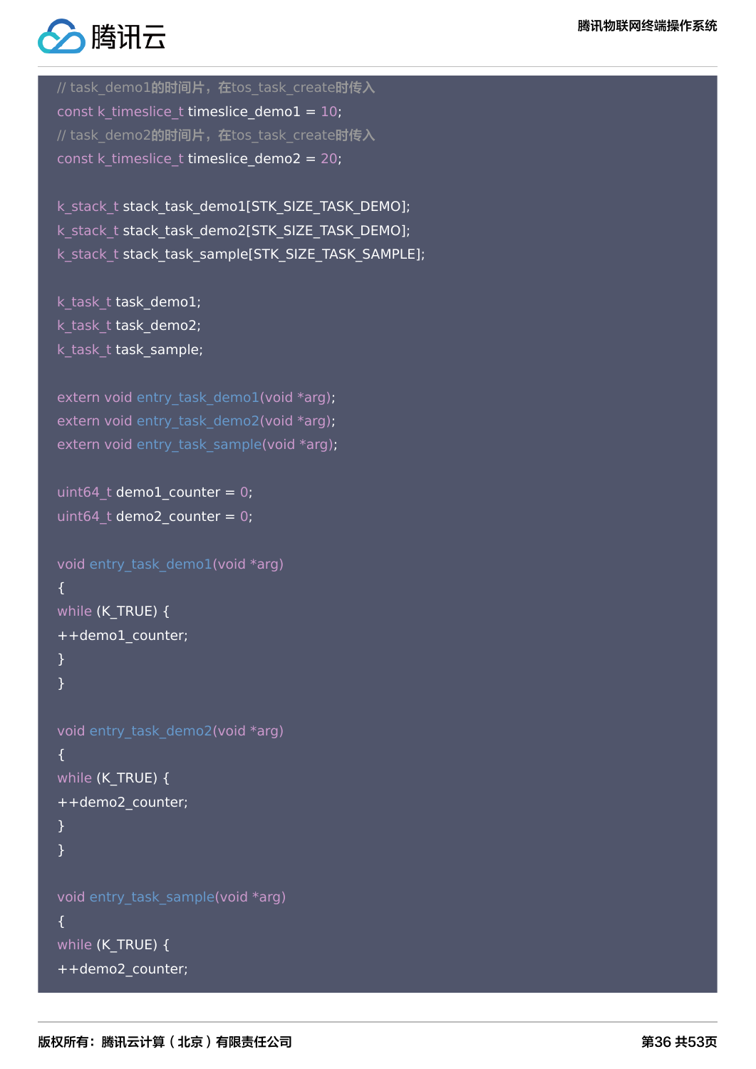```
// task_demo1的时间片，在tos_task_create时传入
const k_timeslice_t timeslice_demo1 = 10;
// task_demo2的时间片，在tos_task_create时传入
const k_timeslice_t timeslice_demo2 = 20;

k_stack_t stack_task_demo1[STK_SIZE_TASK_DEMO];
k_stack_t stack_task_demo2[STK_SIZE_TASK_DEMO];
k_stack_t stack_task_sample[STK_SIZE_TASK_SAMPLE];

k_task_t task_demo1;
k_task_t task_demo2;
k_task_t task_sample;

extern void entry_task_demo1(void *arg);
extern void entry_task_demo2(void *arg);
extern void entry_task_sample(void *arg);

uint64_t demo1_counter = 0;
uint64_t demo2_counter = 0;

void entry_task_demo1(void *arg)
{
while (K_TRUE) {
++demo1_counter;
}
}

void entry_task_demo2(void *arg)
{
while (K_TRUE) {
++demo2_counter;
}
}

void entry_task_sample(void *arg)
{
while (K_TRUE) {
++demo2_counter;
```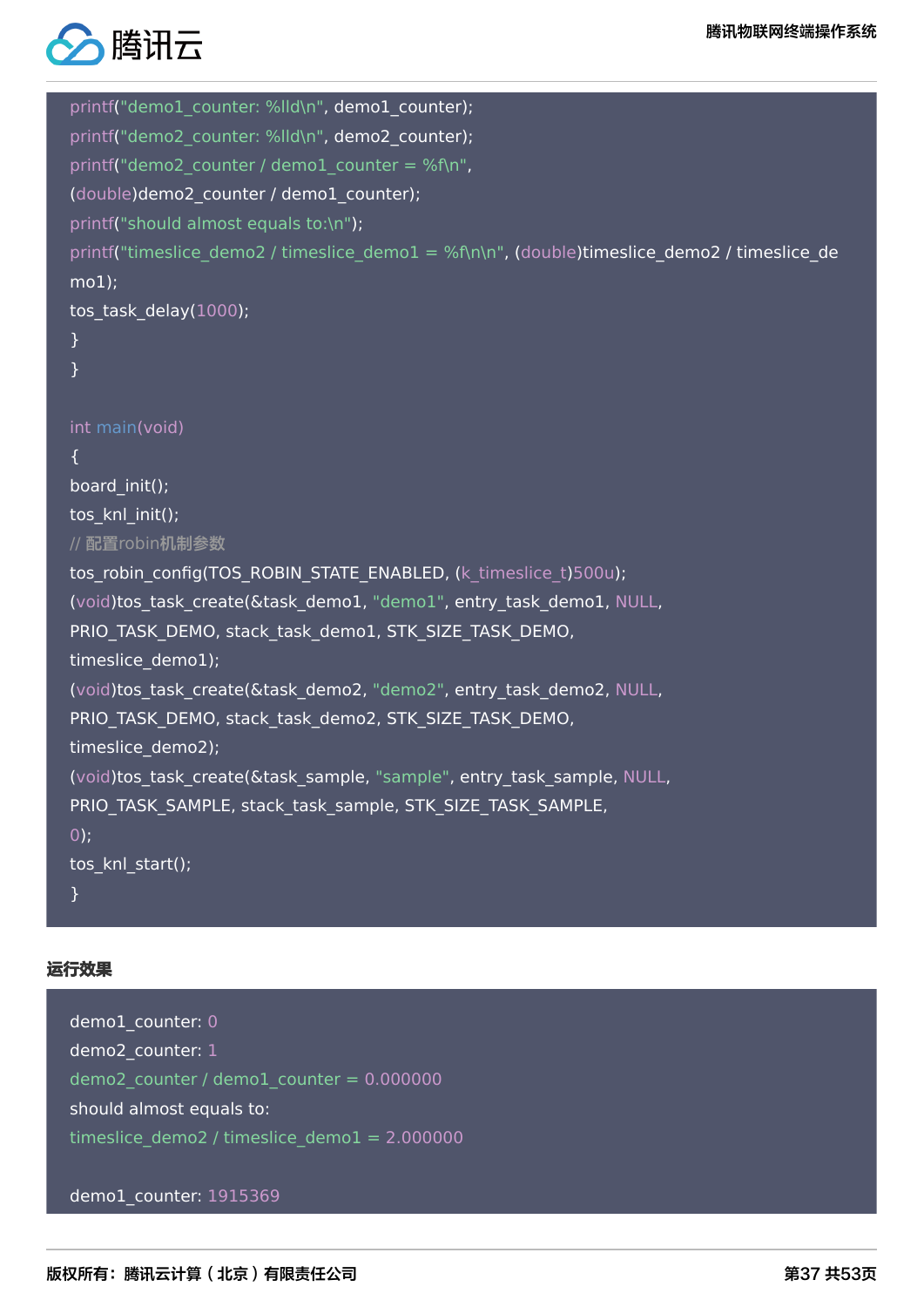```
printf("demo1_counter: %lld\n", demo1_counter);
printf("demo2_counter: %lld\n", demo2_counter);
printf("demo2_counter / demo1_counter = %f\n",
(double)demo2_counter / demo1_counter);
printf("should almost equals to:\n");
printf("timeslice_demo2 / timeslice_demo1 = %f\n\n", (double)timeslice_demo2 / timeslice_de
mo1);
tos_task_delay(1000);
}
}

int main(void)
{
board_init();
tos_knl_init();
// 配置robin机制参数
tos_robin_config(TOS_ROBIN_STATE_ENABLED, (k_timeslice_t)500u);
(void)tos_task_create(&task_demo1, "demo1", entry_task_demo1, NULL,
PRIO_TASK_DEMO, stack_task_demo1, STK_SIZE_TASK_DEMO,
timeslice_demo1);
(void)tos_task_create(&task_demo2, "demo2", entry_task_demo2, NULL,
PRIO_TASK_DEMO, stack_task_demo2, STK_SIZE_TASK_DEMO,
timeslice_demo2);
(void)tos_task_create(&task_sample, "sample", entry_task_sample, NULL,
PRIO_TASK_SAMPLE, stack_task_sample, STK_SIZE_TASK_SAMPLE,
0);
tos_knl_start();
}
```

**运行效果**

```
demo1_counter: 0
demo2_counter: 1
demo2_counter / demo1_counter = 0.000000
should almost equals to:
timeslice_demo2 / timeslice_demo1 = 2.000000

demo1_counter: 1915369
```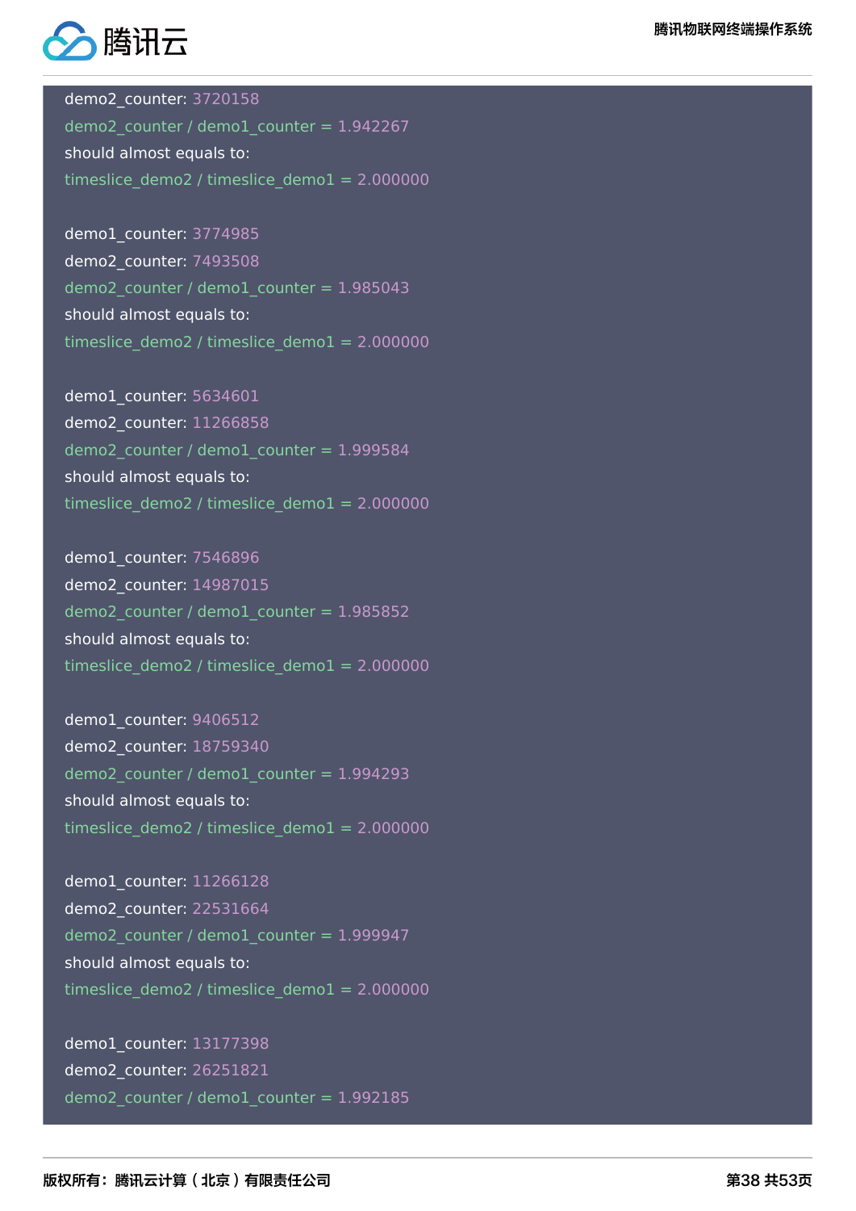```
demo2_counter: 3720158
demo2_counter / demo1_counter = 1.942267
should almost equals to:
timeslice_demo2 / timeslice_demo1 = 2.000000

demo1_counter: 3774985
demo2_counter: 7493508
demo2_counter / demo1_counter = 1.985043
should almost equals to:
timeslice_demo2 / timeslice_demo1 = 2.000000

demo1_counter: 5634601
demo2_counter: 11266858
demo2_counter / demo1_counter = 1.999584
should almost equals to:
timeslice_demo2 / timeslice_demo1 = 2.000000

demo1_counter: 7546896
demo2_counter: 14987015
demo2_counter / demo1_counter = 1.985852
should almost equals to:
timeslice_demo2 / timeslice_demo1 = 2.000000

demo1_counter: 9406512
demo2_counter: 18759340
demo2_counter / demo1_counter = 1.994293
should almost equals to:
timeslice_demo2 / timeslice_demo1 = 2.000000

demo1_counter: 11266128
demo2_counter: 22531664
demo2_counter / demo1_counter = 1.999947
should almost equals to:
timeslice_demo2 / timeslice_demo1 = 2.000000

demo1_counter: 13177398
demo2_counter: 26251821
demo2_counter / demo1_counter = 1.992185
```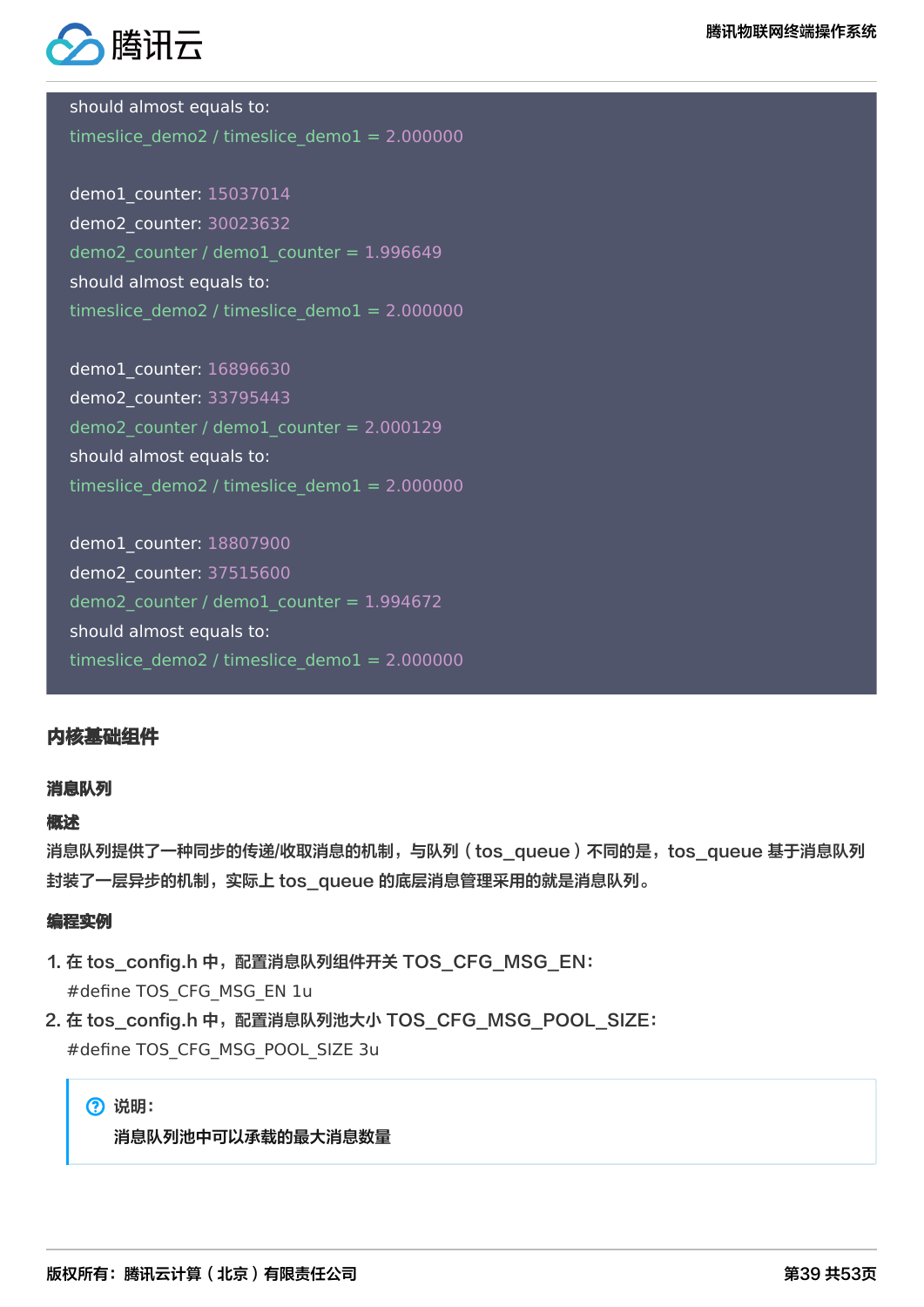```
should almost equals to:
timeslice_demo2 / timeslice_demo1 = 2.000000

demo1_counter: 15037014
demo2_counter: 30023632
demo2_counter / demo1_counter = 1.996649
should almost equals to:
timeslice_demo2 / timeslice_demo1 = 2.000000

demo1_counter: 16896630
demo2_counter: 33795443
demo2_counter / demo1_counter = 2.000129
should almost equals to:
timeslice_demo2 / timeslice_demo1 = 2.000000

demo1_counter: 18807900
demo2_counter: 37515600
demo2_counter / demo1_counter = 1.994672
should almost equals to:
timeslice_demo2 / timeslice_demo1 = 2.000000
```

## 内核基础组件

### 消息队列

#### 概述

消息队列提供了一种同步的传递/收取消息的机制，与队列（tos_queue）不同的是，tos_queue 基于消息队列封装了一层异步的机制，实际上 tos_queue 的底层消息管理采用的就是消息队列。

#### 编程实例

1. 在 tos_config.h 中，配置消息队列组件开关 TOS_CFG_MSG_EN：
   #define TOS_CFG_MSG_EN 1u
2. 在 tos_config.h 中，配置消息队列池大小 TOS_CFG_MSG_POOL_SIZE：
   #define TOS_CFG_MSG_POOL_SIZE 3u

> **说明：**
> 消息队列池中可以承载的最大消息数量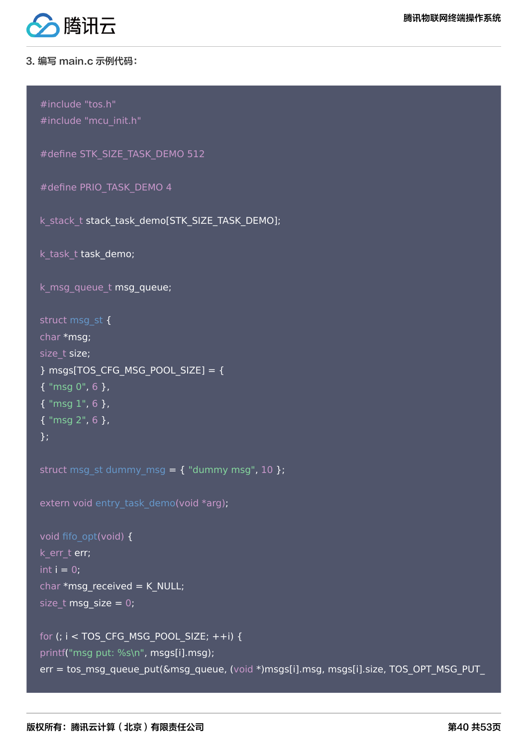3. 编写 main.c 示例代码：

```
#include "tos.h"
#include "mcu_init.h"

#define STK_SIZE_TASK_DEMO 512

#define PRIO_TASK_DEMO 4

k_stack_t stack_task_demo[STK_SIZE_TASK_DEMO];

k_task_t task_demo;

k_msg_queue_t msg_queue;

struct msg_st {
char *msg;
size_t size;
} msgs[TOS_CFG_MSG_POOL_SIZE] = {
{ "msg 0", 6 },
{ "msg 1", 6 },
{ "msg 2", 6 },
};

struct msg_st dummy_msg = { "dummy msg", 10 };

extern void entry_task_demo(void *arg);

void fifo_opt(void) {
k_err_t err;
int i = 0;
char *msg_received = K_NULL;
size_t msg_size = 0;

for (; i < TOS_CFG_MSG_POOL_SIZE; ++i) {
printf("msg put: %s\n", msgs[i].msg);
err = tos_msg_queue_put(&msg_queue, (void *)msgs[i].msg, msgs[i].size, TOS_OPT_MSG_PUT_
```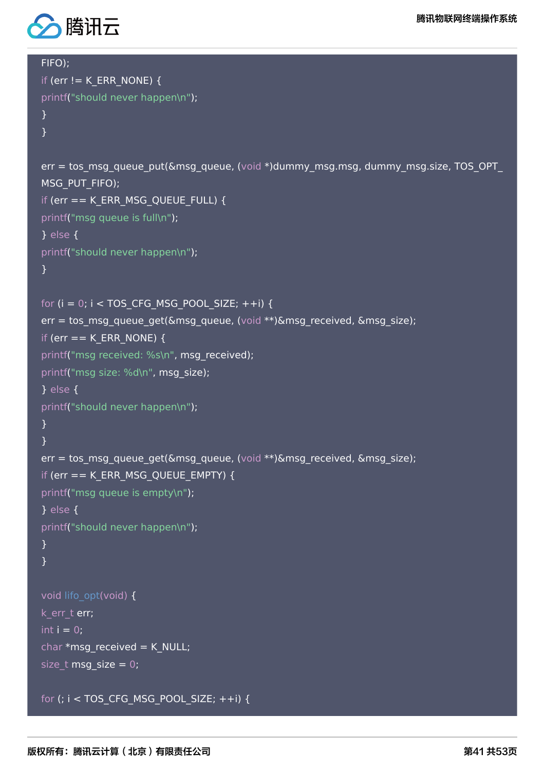```
FIFO);
if (err != K_ERR_NONE) {
printf("should never happen\n");
}
}

err = tos_msg_queue_put(&msg_queue, (void *)dummy_msg.msg, dummy_msg.size, TOS_OPT_
MSG_PUT_FIFO);
if (err == K_ERR_MSG_QUEUE_FULL) {
printf("msg queue is full\n");
} else {
printf("should never happen\n");
}

for (i = 0; i < TOS_CFG_MSG_POOL_SIZE; ++i) {
err = tos_msg_queue_get(&msg_queue, (void **)&msg_received, &msg_size);
if (err == K_ERR_NONE) {
printf("msg received: %s\n", msg_received);
printf("msg size: %d\n", msg_size);
} else {
printf("should never happen\n");
}
}
err = tos_msg_queue_get(&msg_queue, (void **)&msg_received, &msg_size);
if (err == K_ERR_MSG_QUEUE_EMPTY) {
printf("msg queue is empty\n");
} else {
printf("should never happen\n");
}
}

void lifo_opt(void) {
k_err_t err;
int i = 0;
char *msg_received = K_NULL;
size_t msg_size = 0;

for (; i < TOS_CFG_MSG_POOL_SIZE; ++i) {
```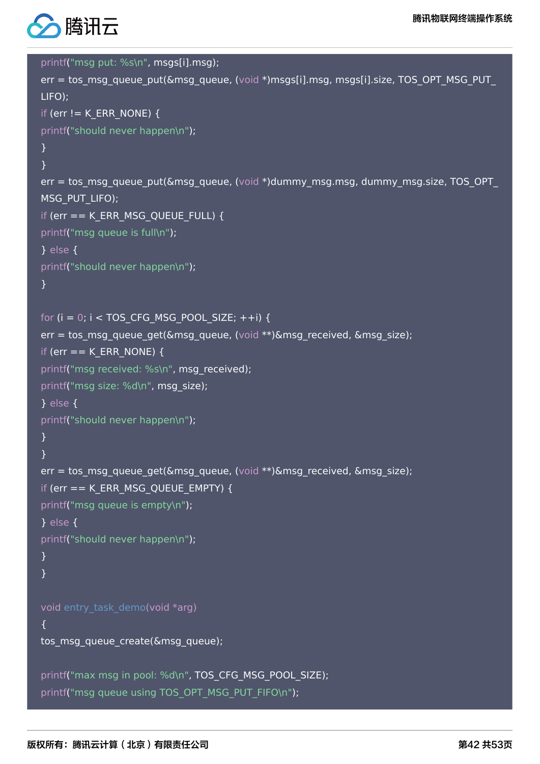```
printf("msg put: %s\n", msgs[i].msg);
err = tos_msg_queue_put(&msg_queue, (void *)msgs[i].msg, msgs[i].size, TOS_OPT_MSG_PUT_LIFO);
if (err != K_ERR_NONE) {
printf("should never happen\n");
}
}
err = tos_msg_queue_put(&msg_queue, (void *)dummy_msg.msg, dummy_msg.size, TOS_OPT_MSG_PUT_LIFO);
if (err == K_ERR_MSG_QUEUE_FULL) {
printf("msg queue is full\n");
} else {
printf("should never happen\n");
}

for (i = 0; i < TOS_CFG_MSG_POOL_SIZE; ++i) {
err = tos_msg_queue_get(&msg_queue, (void **)&msg_received, &msg_size);
if (err == K_ERR_NONE) {
printf("msg received: %s\n", msg_received);
printf("msg size: %d\n", msg_size);
} else {
printf("should never happen\n");
}
}
err = tos_msg_queue_get(&msg_queue, (void **)&msg_received, &msg_size);
if (err == K_ERR_MSG_QUEUE_EMPTY) {
printf("msg queue is empty\n");
} else {
printf("should never happen\n");
}
}

void entry_task_demo(void *arg)
{
tos_msg_queue_create(&msg_queue);

printf("max msg in pool: %d\n", TOS_CFG_MSG_POOL_SIZE);
printf("msg queue using TOS_OPT_MSG_PUT_FIFO\n");
```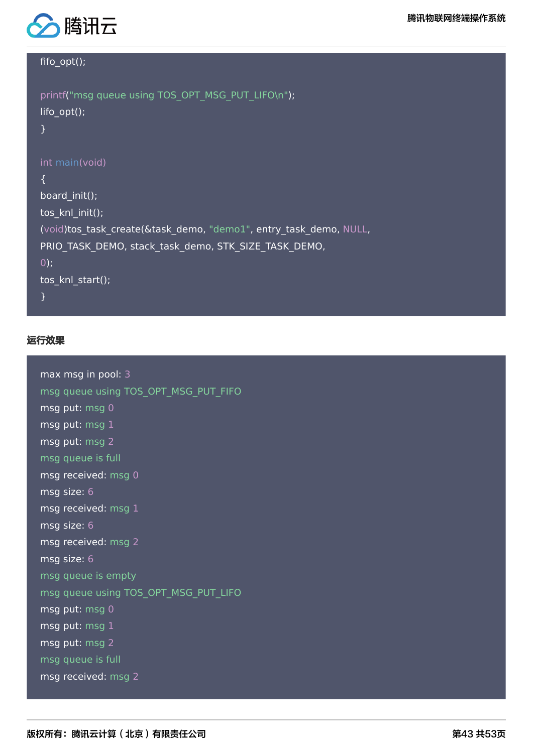```
fifo_opt();

printf("msg queue using TOS_OPT_MSG_PUT_LIFO\n");
lifo_opt();
}

int main(void)
{
board_init();
tos_knl_init();
(void)tos_task_create(&task_demo, "demo1", entry_task_demo, NULL,
PRIO_TASK_DEMO, stack_task_demo, STK_SIZE_TASK_DEMO,
0);
tos_knl_start();
}
```

**运行效果**

```
max msg in pool: 3
msg queue using TOS_OPT_MSG_PUT_FIFO
msg put: msg 0
msg put: msg 1
msg put: msg 2
msg queue is full
msg received: msg 0
msg size: 6
msg received: msg 1
msg size: 6
msg received: msg 2
msg size: 6
msg queue is empty
msg queue using TOS_OPT_MSG_PUT_LIFO
msg put: msg 0
msg put: msg 1
msg put: msg 2
msg queue is full
msg received: msg 2
```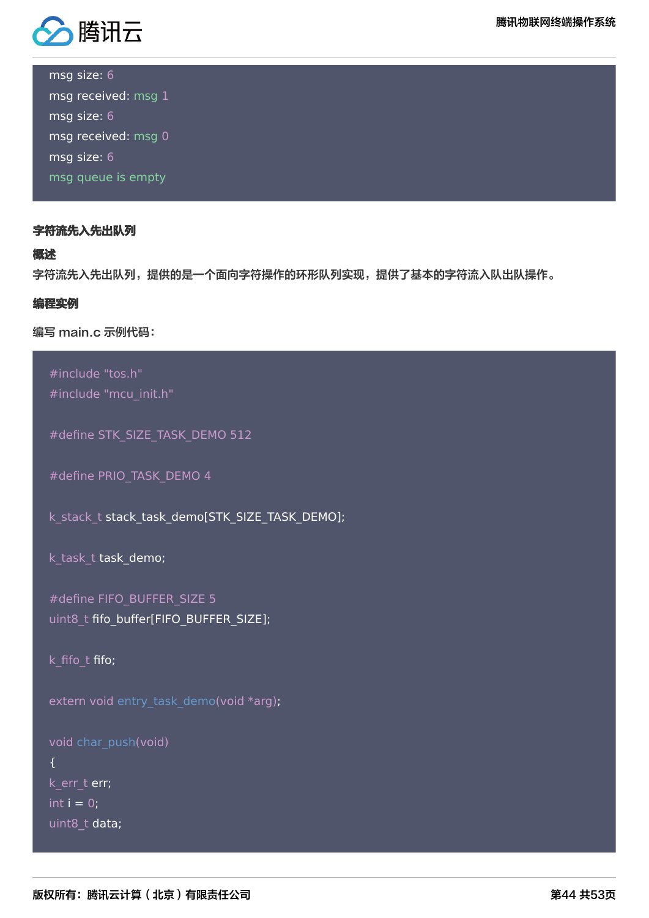```
msg size: 6
msg received: msg 1
msg size: 6
msg received: msg 0
msg size: 6
msg queue is empty
```

#### 字符流先入先出队列

##### 概述

字符流先入先出队列，提供的是一个面向字符操作的环形队列实现，提供了基本的字符流入队出队操作。

##### 编程实例

编写 main.c 示例代码：

```
#include "tos.h"
#include "mcu_init.h"

#define STK_SIZE_TASK_DEMO 512

#define PRIO_TASK_DEMO 4

k_stack_t stack_task_demo[STK_SIZE_TASK_DEMO];

k_task_t task_demo;

#define FIFO_BUFFER_SIZE 5
uint8_t fifo_buffer[FIFO_BUFFER_SIZE];

k_fifo_t fifo;

extern void entry_task_demo(void *arg);

void char_push(void)
{
k_err_t err;
int i = 0;
uint8_t data;
```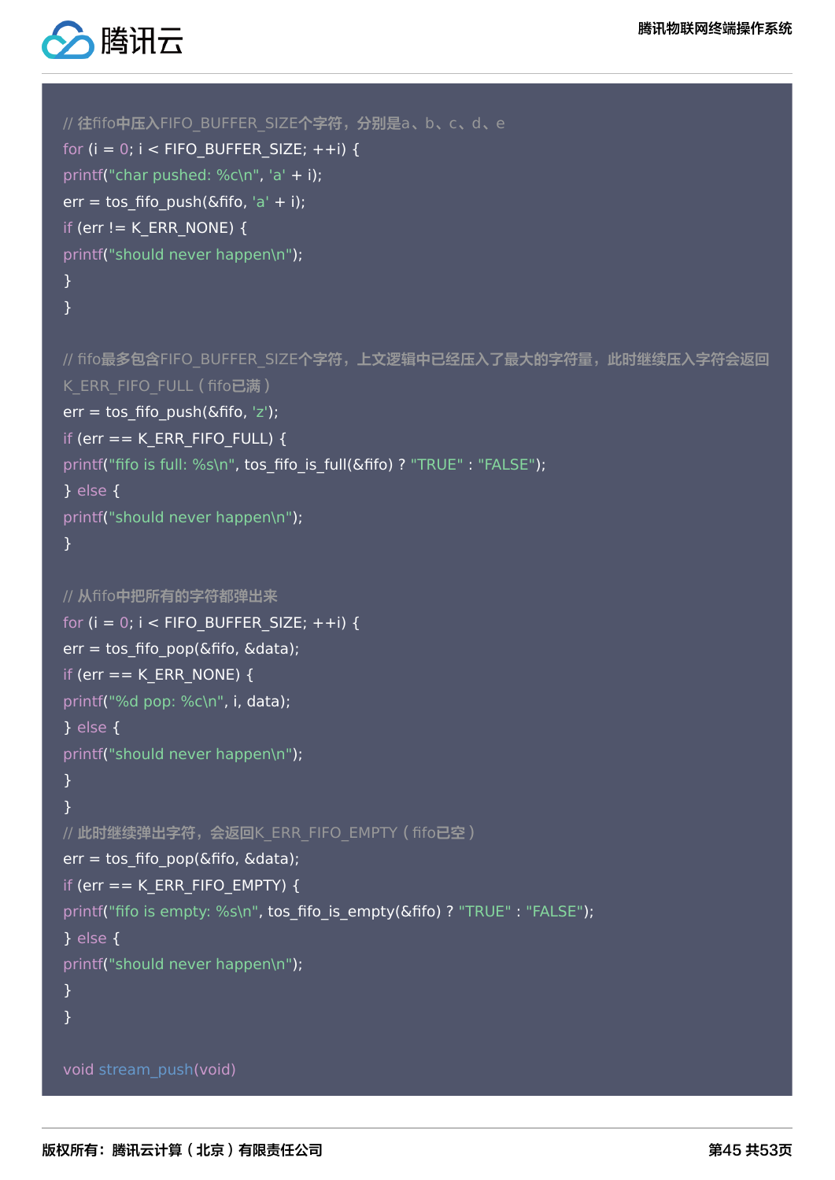```
// 往fifo中压入FIFO_BUFFER_SIZE个字符，分别是a、b、c、d、e
for (i = 0; i < FIFO_BUFFER_SIZE; ++i) {
printf("char pushed: %c\n", 'a' + i);
err = tos_fifo_push(&fifo, 'a' + i);
if (err != K_ERR_NONE) {
printf("should never happen\n");
}
}

// fifo最多包含FIFO_BUFFER_SIZE个字符，上文逻辑中已经压入了最大的字符量，此时继续压入字符会返回
K_ERR_FIFO_FULL（fifo已满）
err = tos_fifo_push(&fifo, 'z');
if (err == K_ERR_FIFO_FULL) {
printf("fifo is full: %s\n", tos_fifo_is_full(&fifo) ? "TRUE" : "FALSE");
} else {
printf("should never happen\n");
}

// 从fifo中把所有的字符都弹出来
for (i = 0; i < FIFO_BUFFER_SIZE; ++i) {
err = tos_fifo_pop(&fifo, &data);
if (err == K_ERR_NONE) {
printf("%d pop: %c\n", i, data);
} else {
printf("should never happen\n");
}
}
// 此时继续弹出字符，会返回K_ERR_FIFO_EMPTY（fifo已空）
err = tos_fifo_pop(&fifo, &data);
if (err == K_ERR_FIFO_EMPTY) {
printf("fifo is empty: %s\n", tos_fifo_is_empty(&fifo) ? "TRUE" : "FALSE");
} else {
printf("should never happen\n");
}
}

void stream_push(void)
```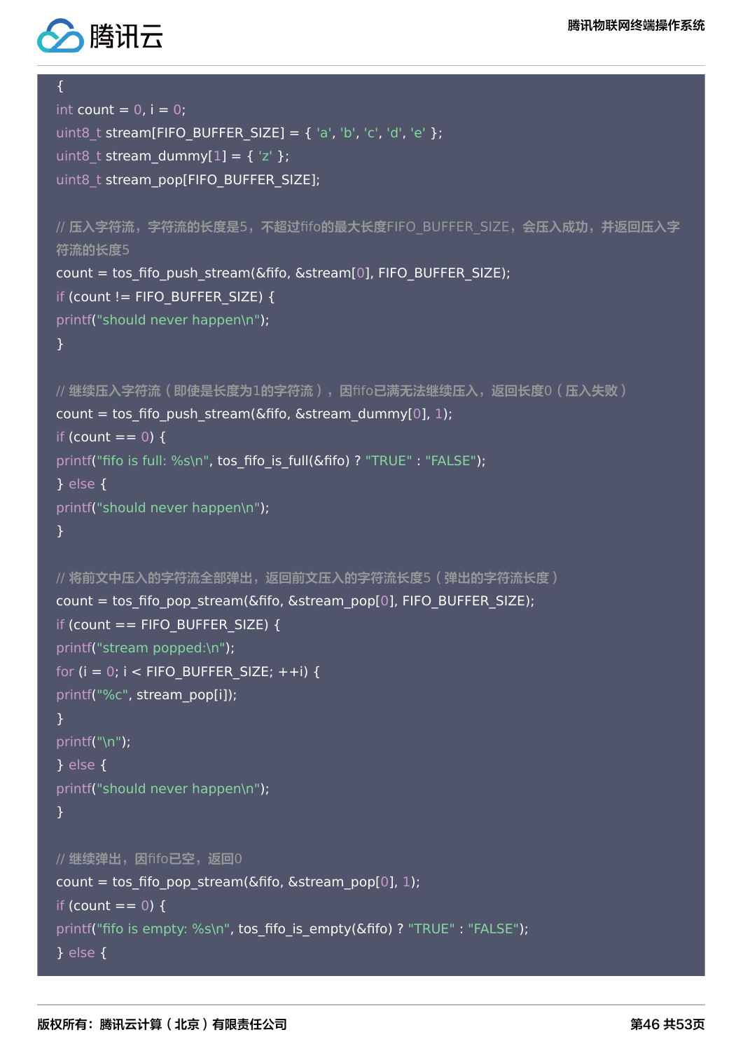```
{
int count = 0, i = 0;
uint8_t stream[FIFO_BUFFER_SIZE] = { 'a', 'b', 'c', 'd', 'e' };
uint8_t stream_dummy[1] = { 'z' };
uint8_t stream_pop[FIFO_BUFFER_SIZE];

// 压入字符流，字符流的长度是5，不超过fifo的最大长度FIFO_BUFFER_SIZE，会压入成功，并返回压入字符流的长度5
count = tos_fifo_push_stream(&fifo, &stream[0], FIFO_BUFFER_SIZE);
if (count != FIFO_BUFFER_SIZE) {
printf("should never happen\n");
}

// 继续压入字符流（即使是长度为1的字符流），因fifo已满无法继续压入，返回长度0（压入失败）
count = tos_fifo_push_stream(&fifo, &stream_dummy[0], 1);
if (count == 0) {
printf("fifo is full: %s\n", tos_fifo_is_full(&fifo) ? "TRUE" : "FALSE");
} else {
printf("should never happen\n");
}

// 将前文中压入的字符流全部弹出，返回前文压入的字符流长度5（弹出的字符流长度）
count = tos_fifo_pop_stream(&fifo, &stream_pop[0], FIFO_BUFFER_SIZE);
if (count == FIFO_BUFFER_SIZE) {
printf("stream popped:\n");
for (i = 0; i < FIFO_BUFFER_SIZE; ++i) {
printf("%c", stream_pop[i]);
}
printf("\n");
} else {
printf("should never happen\n");
}

// 继续弹出，因fifo已空，返回0
count = tos_fifo_pop_stream(&fifo, &stream_pop[0], 1);
if (count == 0) {
printf("fifo is empty: %s\n", tos_fifo_is_empty(&fifo) ? "TRUE" : "FALSE");
} else {
```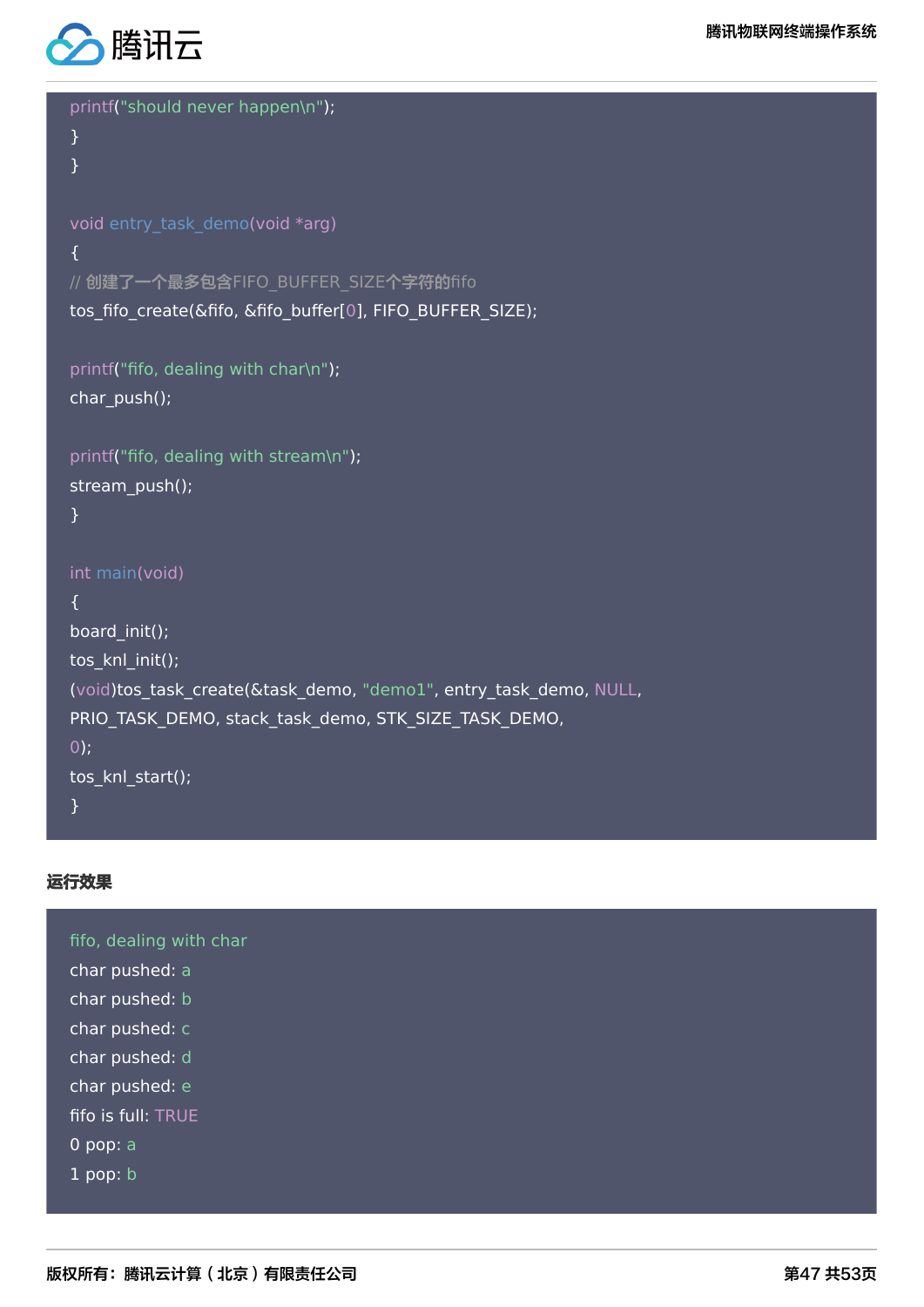```
printf("should never happen\n");
}
}

void entry_task_demo(void *arg)
{
// 创建了一个最多包含FIFO_BUFFER_SIZE个字符的fifo
tos_fifo_create(&fifo, &fifo_buffer[0], FIFO_BUFFER_SIZE);

printf("fifo, dealing with char\n");
char_push();

printf("fifo, dealing with stream\n");
stream_push();
}

int main(void)
{
board_init();
tos_knl_init();
(void)tos_task_create(&task_demo, "demo1", entry_task_demo, NULL,
PRIO_TASK_DEMO, stack_task_demo, STK_SIZE_TASK_DEMO,
0);
tos_knl_start();
}
```

**运行效果**

```
fifo, dealing with char
char pushed: a
char pushed: b
char pushed: c
char pushed: d
char pushed: e
fifo is full: TRUE
0 pop: a
1 pop: b
```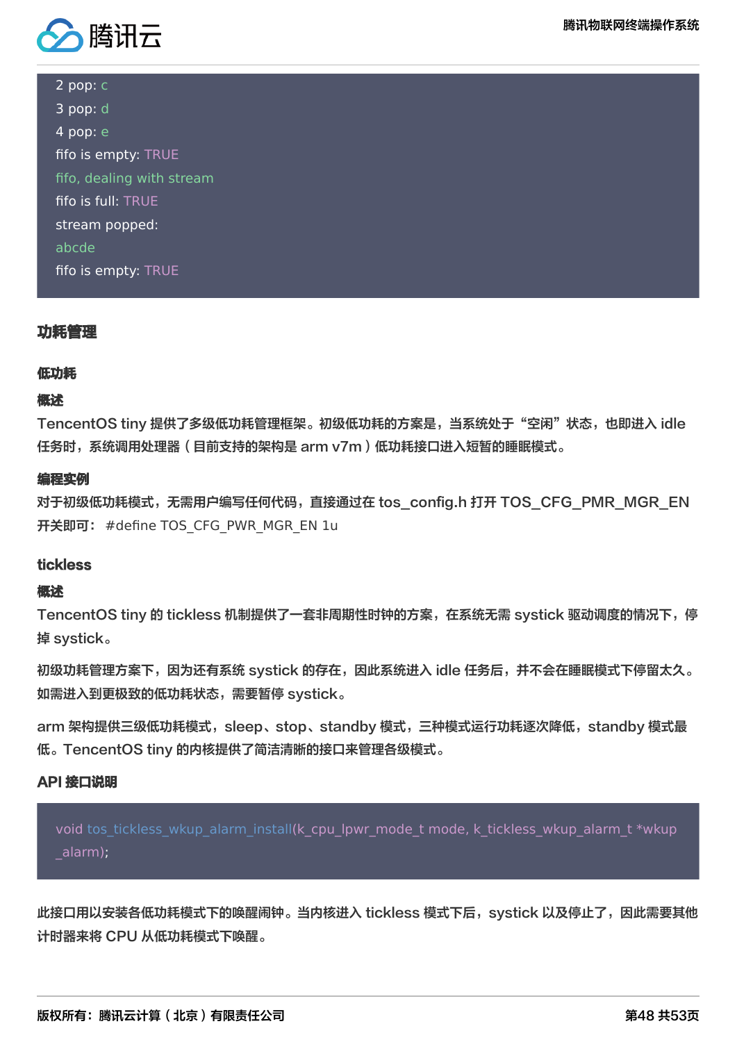```
2 pop: c
3 pop: d
4 pop: e
fifo is empty: TRUE
fifo, dealing with stream
fifo is full: TRUE
stream popped:
abcde
fifo is empty: TRUE
```

## 功耗管理

### 低功耗

#### 概述

TencentOS tiny 提供了多级低功耗管理框架。初级低功耗的方案是，当系统处于“空闲”状态，也即进入 idle 任务时，系统调用处理器（目前支持的架构是 arm v7m）低功耗接口进入短暂的睡眠模式。

#### 编程实例

对于初级低功耗模式，无需用户编写任何代码，直接通过在 tos_config.h 打开 TOS_CFG_PMR_MGR_EN 开关即可： #define TOS_CFG_PWR_MGR_EN 1u

### tickless

#### 概述

TencentOS tiny 的 tickless 机制提供了一套非周期性时钟的方案，在系统无需 systick 驱动调度的情况下，停掉 systick。

初级功耗管理方案下，因为还有系统 systick 的存在，因此系统进入 idle 任务后，并不会在睡眠模式下停留太久。如需进入到更极致的低功耗状态，需要暂停 systick。

arm 架构提供三级低功耗模式，sleep、stop、standby 模式，三种模式运行功耗逐次降低，standby 模式最低。TencentOS tiny 的内核提供了简洁清晰的接口来管理各级模式。

#### API 接口说明

```
void tos_tickless_wkup_alarm_install(k_cpu_lpwr_mode_t mode, k_tickless_wkup_alarm_t *wkup_alarm);
```

此接口用以安装各低功耗模式下的唤醒闹钟。当内核进入 tickless 模式下后，systick 以及停止了，因此需要其他计时器来将 CPU 从低功耗模式下唤醒。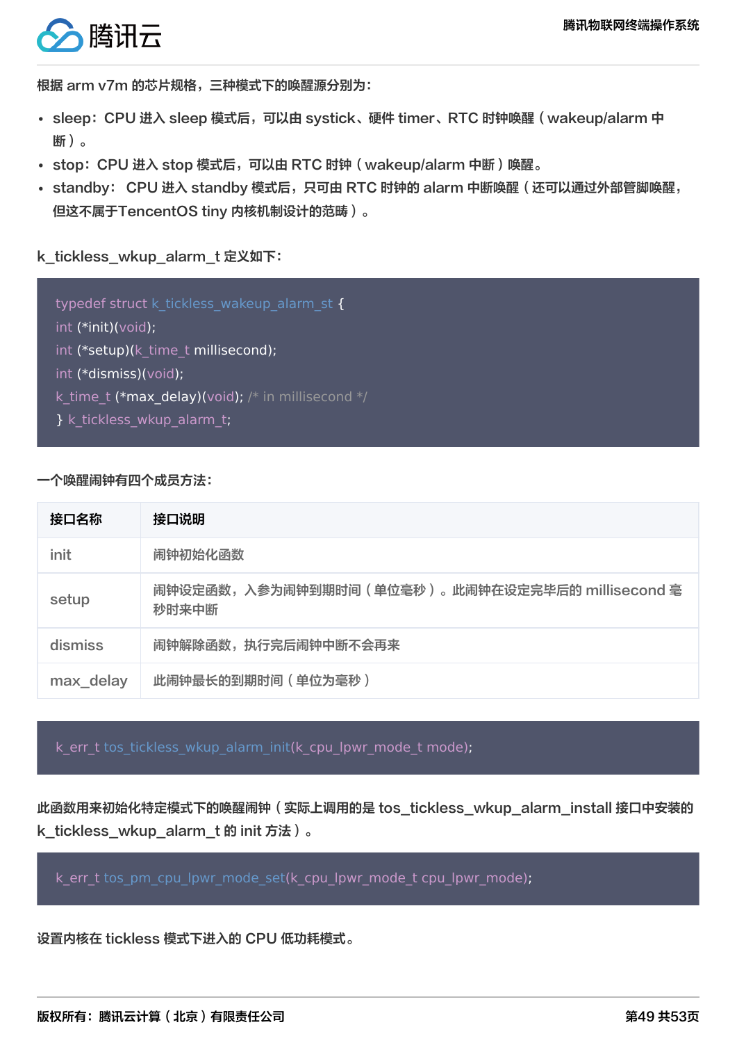根据 arm v7m 的芯片规格，三种模式下的唤醒源分别为：

- sleep：CPU 进入 sleep 模式后，可以由 systick、硬件 timer、RTC 时钟唤醒（wakeup/alarm 中断）。
- stop：CPU 进入 stop 模式后，可以由 RTC 时钟（wakeup/alarm 中断）唤醒。
- standby：CPU 进入 standby 模式后，只可由 RTC 时钟的 alarm 中断唤醒（还可以通过外部管脚唤醒，但这不属于TencentOS tiny 内核机制设计的范畴）。

k_tickless_wkup_alarm_t 定义如下：

```
typedef struct k_tickless_wakeup_alarm_st {
int (*init)(void);
int (*setup)(k_time_t millisecond);
int (*dismiss)(void);
k_time_t (*max_delay)(void); /* in millisecond */
} k_tickless_wkup_alarm_t;
```

一个唤醒闹钟有四个成员方法：

| 接口名称 | 接口说明 |
| --- | --- |
| init | 闹钟初始化函数 |
| setup | 闹钟设定函数，入参为闹钟到期时间（单位毫秒）。此闹钟在设定完毕后的 millisecond 毫秒时来中断 |
| dismiss | 闹钟解除函数，执行完后闹钟中断不会再来 |
| max_delay | 此闹钟最长的到期时间（单位为毫秒） |

```
k_err_t tos_tickless_wkup_alarm_init(k_cpu_lpwr_mode_t mode);
```

此函数用来初始化特定模式下的唤醒闹钟（实际上调用的是 tos_tickless_wkup_alarm_install 接口中安装的 k_tickless_wkup_alarm_t 的 init 方法）。

```
k_err_t tos_pm_cpu_lpwr_mode_set(k_cpu_lpwr_mode_t cpu_lpwr_mode);
```

设置内核在 tickless 模式下进入的 CPU 低功耗模式。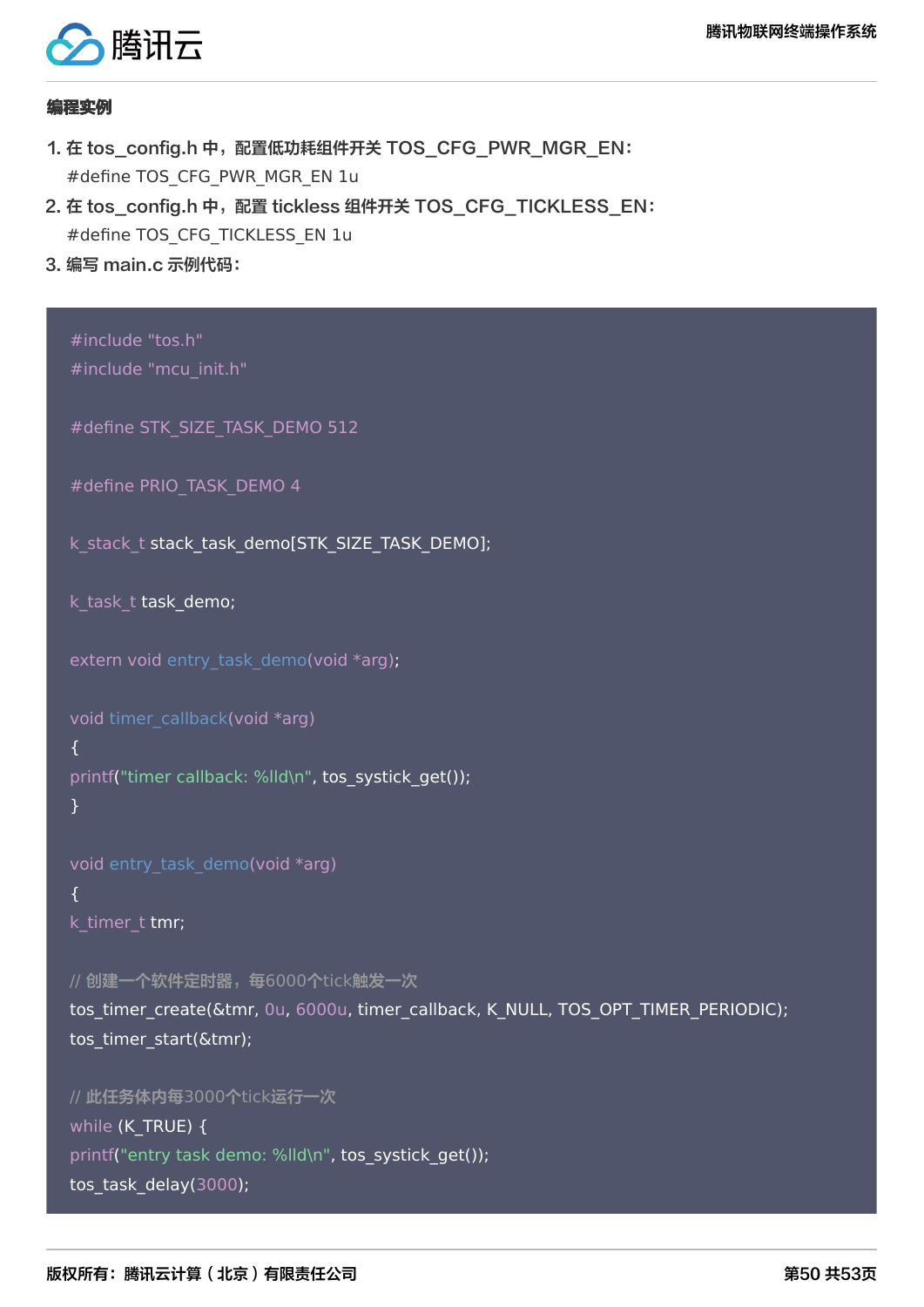**编程实例**

1. 在 tos_config.h 中，配置低功耗组件开关 TOS_CFG_PWR_MGR_EN：
   #define TOS_CFG_PWR_MGR_EN 1u
2. 在 tos_config.h 中，配置 tickless 组件开关 TOS_CFG_TICKLESS_EN：
   #define TOS_CFG_TICKLESS_EN 1u
3. 编写 main.c 示例代码：

```
#include "tos.h"
#include "mcu_init.h"

#define STK_SIZE_TASK_DEMO 512

#define PRIO_TASK_DEMO 4

k_stack_t stack_task_demo[STK_SIZE_TASK_DEMO];

k_task_t task_demo;

extern void entry_task_demo(void *arg);

void timer_callback(void *arg)
{
printf("timer callback: %lld\n", tos_systick_get());
}

void entry_task_demo(void *arg)
{
k_timer_t tmr;

// 创建一个软件定时器，每6000个tick触发一次
tos_timer_create(&tmr, 0u, 6000u, timer_callback, K_NULL, TOS_OPT_TIMER_PERIODIC);
tos_timer_start(&tmr);

// 此任务体内每3000个tick运行一次
while (K_TRUE) {
printf("entry task demo: %lld\n", tos_systick_get());
tos_task_delay(3000);
```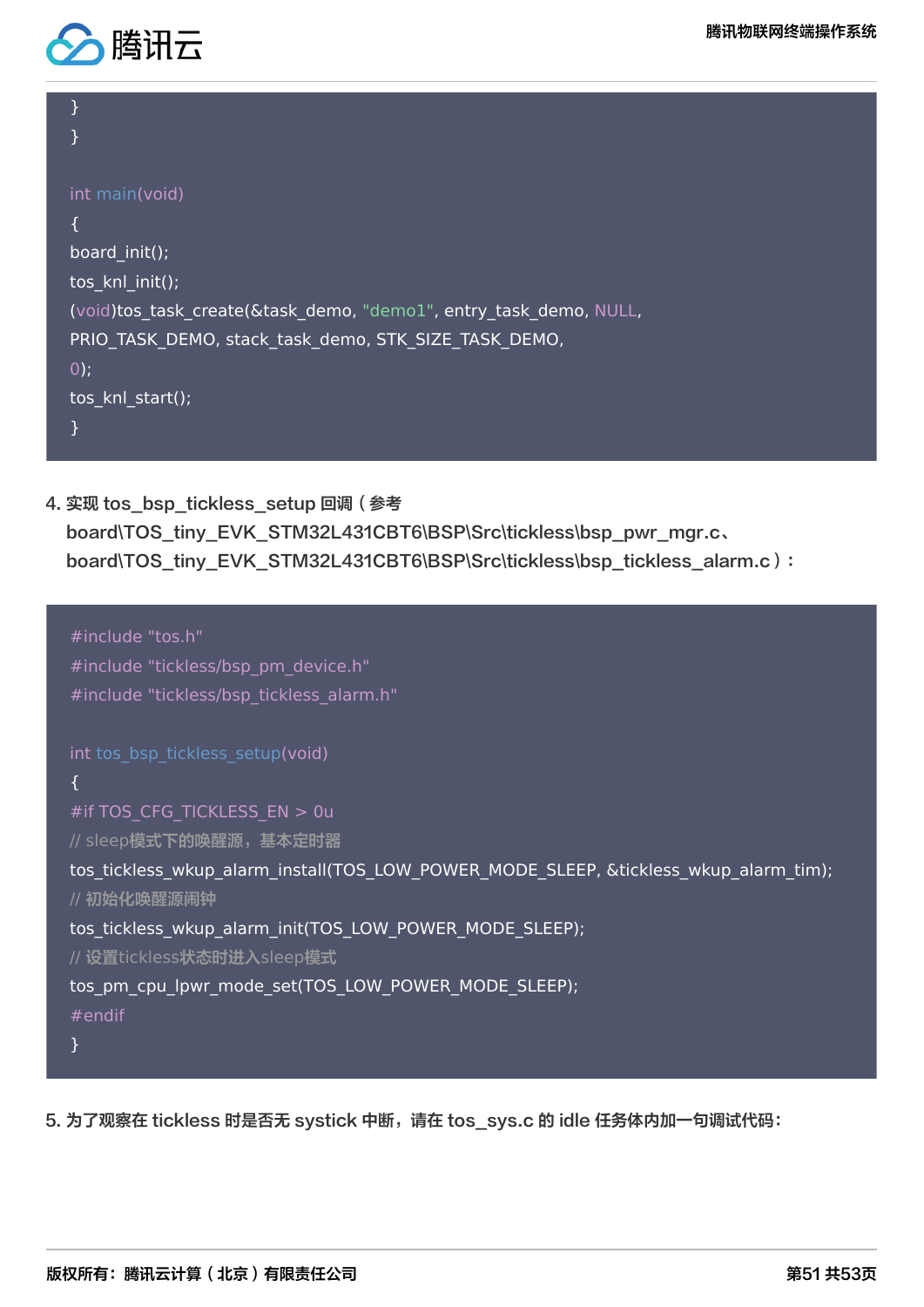```
    }
}

int main(void)
{
board_init();
tos_knl_init();
(void)tos_task_create(&task_demo, "demo1", entry_task_demo, NULL,
PRIO_TASK_DEMO, stack_task_demo, STK_SIZE_TASK_DEMO,
0);
tos_knl_start();
}
```

4. 实现 tos_bsp_tickless_setup 回调（参考 board\TOS_tiny_EVK_STM32L431CBT6\BSP\Src\tickless\bsp_pwr_mgr.c、board\TOS_tiny_EVK_STM32L431CBT6\BSP\Src\tickless\bsp_tickless_alarm.c）：

```
#include "tos.h"
#include "tickless/bsp_pm_device.h"
#include "tickless/bsp_tickless_alarm.h"

int tos_bsp_tickless_setup(void)
{
#if TOS_CFG_TICKLESS_EN > 0u
// sleep模式下的唤醒源，基本定时器
tos_tickless_wkup_alarm_install(TOS_LOW_POWER_MODE_SLEEP, &tickless_wkup_alarm_tim);
// 初始化唤醒源闹钟
tos_tickless_wkup_alarm_init(TOS_LOW_POWER_MODE_SLEEP);
// 设置tickless状态时进入sleep模式
tos_pm_cpu_lpwr_mode_set(TOS_LOW_POWER_MODE_SLEEP);
#endif
}
```

5. 为了观察在 tickless 时是否无 systick 中断，请在 tos_sys.c 的 idle 任务体内加一句调试代码：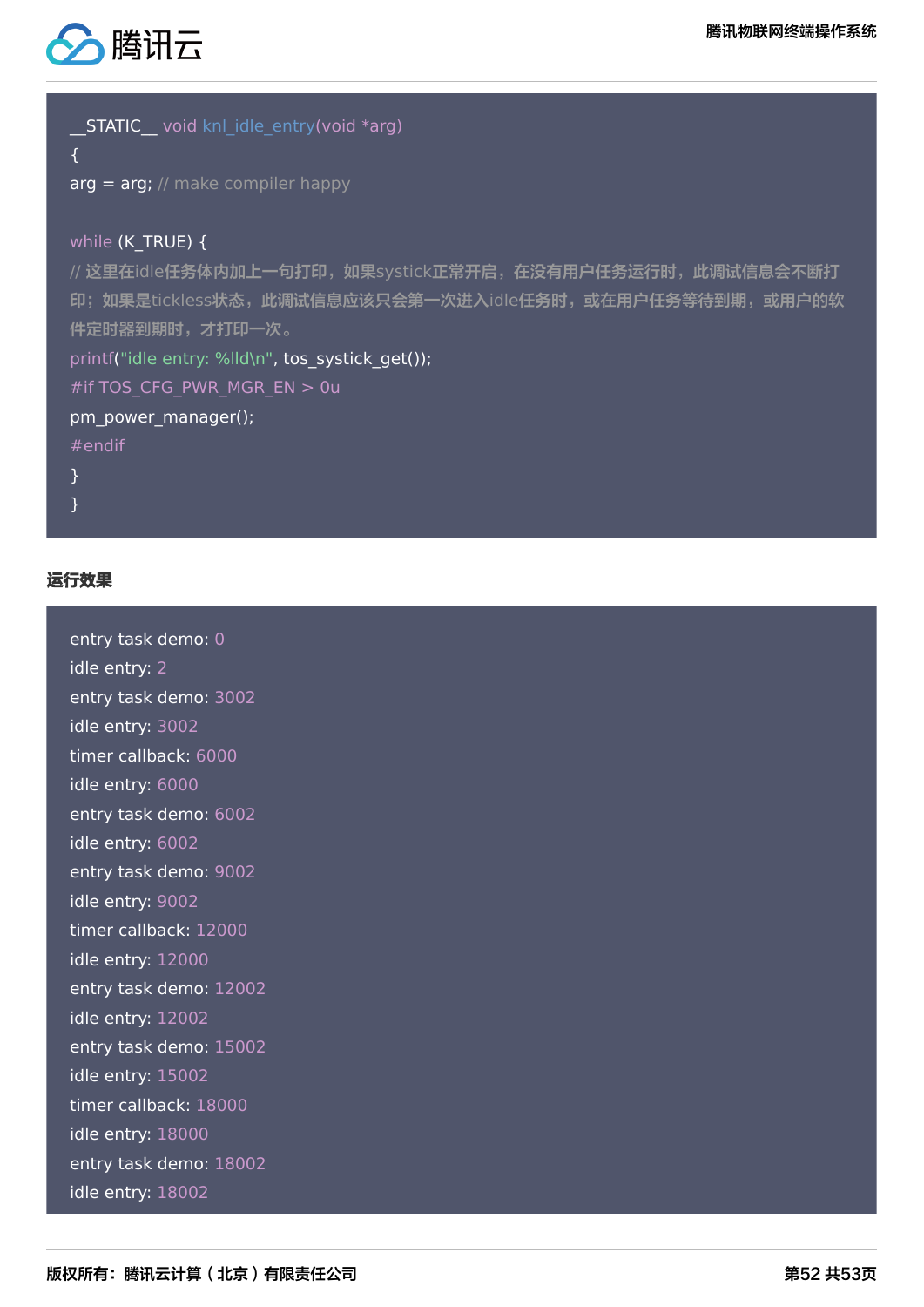```
__STATIC__ void knl_idle_entry(void *arg)
{
arg = arg; // make compiler happy

while (K_TRUE) {
// 这里在idle任务体内加上一句打印，如果systick正常开启，在没有用户任务运行时，此调试信息会不断打印；如果是tickless状态，此调试信息应该只会第一次进入idle任务时，或在用户任务等待到期，或用户的软件定时器到期时，才打印一次。
printf("idle entry: %lld\n", tos_systick_get());
#if TOS_CFG_PWR_MGR_EN > 0u
pm_power_manager();
#endif
}
}
```

**运行效果**

```
entry task demo: 0
idle entry: 2
entry task demo: 3002
idle entry: 3002
timer callback: 6000
idle entry: 6000
entry task demo: 6002
idle entry: 6002
entry task demo: 9002
idle entry: 9002
timer callback: 12000
idle entry: 12000
entry task demo: 12002
idle entry: 12002
entry task demo: 15002
idle entry: 15002
timer callback: 18000
idle entry: 18000
entry task demo: 18002
idle entry: 18002
```